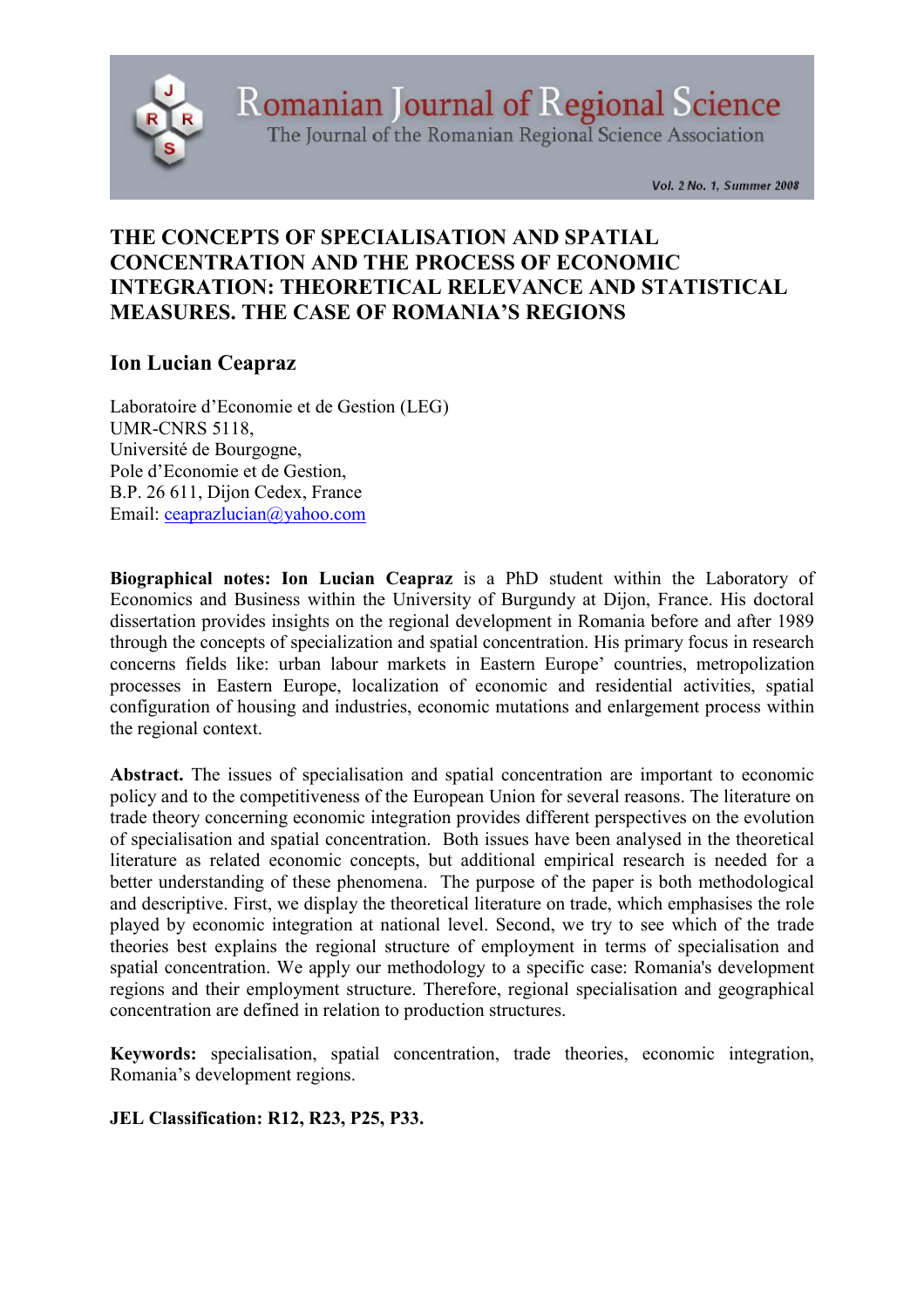# THE CONCEPTS OF SPECIALISATION AND SPATIAL CONCENTRATION AND THE PROCESS OF ECONOMIC INTEGRATION: THEORETICAL RELEVANCE AND STATISTICAL MEASURES. THE CASE OF ROMANIA'S REGIONS

## Ion Lucian Ceapraz

Laboratoire d'Economie et de Gestion (LEG)
UMR-CNRS 5118,
Université de Bourgogne,
Pole d'Economie et de Gestion,
B.P. 26 611, Dijon Cedex, France
Email: ceaprazlucian@yahoo.com

**Biographical notes: Ion Lucian Ceapraz** is a PhD student within the Laboratory of Economics and Business within the University of Burgundy at Dijon, France. His doctoral dissertation provides insights on the regional development in Romania before and after 1989 through the concepts of specialization and spatial concentration. His primary focus in research concerns fields like: urban labour markets in Eastern Europe' countries, metropolization processes in Eastern Europe, localization of economic and residential activities, spatial configuration of housing and industries, economic mutations and enlargement process within the regional context.

**Abstract.** The issues of specialisation and spatial concentration are important to economic policy and to the competitiveness of the European Union for several reasons. The literature on trade theory concerning economic integration provides different perspectives on the evolution of specialisation and spatial concentration. Both issues have been analysed in the theoretical literature as related economic concepts, but additional empirical research is needed for a better understanding of these phenomena. The purpose of the paper is both methodological and descriptive. First, we display the theoretical literature on trade, which emphasises the role played by economic integration at national level. Second, we try to see which of the trade theories best explains the regional structure of employment in terms of specialisation and spatial concentration. We apply our methodology to a specific case: Romania's development regions and their employment structure. Therefore, regional specialisation and geographical concentration are defined in relation to production structures.

**Keywords:** specialisation, spatial concentration, trade theories, economic integration, Romania's development regions.

**JEL Classification: R12, R23, P25, P33.**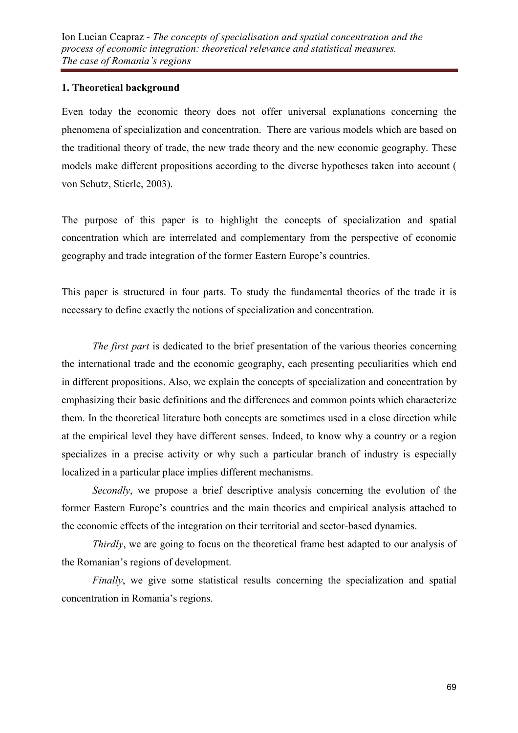## 1. Theoretical background

Even today the economic theory does not offer universal explanations concerning the phenomena of specialization and concentration. There are various models which are based on the traditional theory of trade, the new trade theory and the new economic geography. These models make different propositions according to the diverse hypotheses taken into account ( von Schutz, Stierle, 2003).

The purpose of this paper is to highlight the concepts of specialization and spatial concentration which are interrelated and complementary from the perspective of economic geography and trade integration of the former Eastern Europe's countries.

This paper is structured in four parts. To study the fundamental theories of the trade it is necessary to define exactly the notions of specialization and concentration.

*The first part* is dedicated to the brief presentation of the various theories concerning the international trade and the economic geography, each presenting peculiarities which end in different propositions. Also, we explain the concepts of specialization and concentration by emphasizing their basic definitions and the differences and common points which characterize them. In the theoretical literature both concepts are sometimes used in a close direction while at the empirical level they have different senses. Indeed, to know why a country or a region specializes in a precise activity or why such a particular branch of industry is especially localized in a particular place implies different mechanisms.

*Secondly*, we propose a brief descriptive analysis concerning the evolution of the former Eastern Europe's countries and the main theories and empirical analysis attached to the economic effects of the integration on their territorial and sector-based dynamics.

*Thirdly*, we are going to focus on the theoretical frame best adapted to our analysis of the Romanian's regions of development.

*Finally*, we give some statistical results concerning the specialization and spatial concentration in Romania's regions.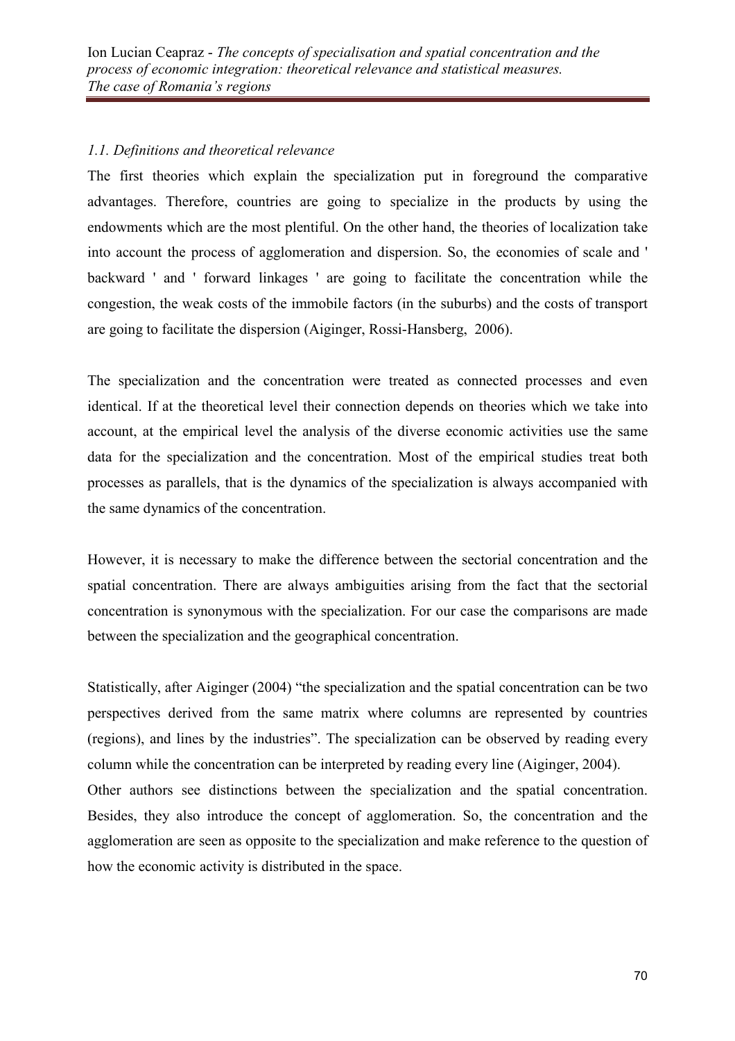*1.1. Definitions and theoretical relevance*

The first theories which explain the specialization put in foreground the comparative advantages. Therefore, countries are going to specialize in the products by using the endowments which are the most plentiful. On the other hand, the theories of localization take into account the process of agglomeration and dispersion. So, the economies of scale and ' backward ' and ' forward linkages ' are going to facilitate the concentration while the congestion, the weak costs of the immobile factors (in the suburbs) and the costs of transport are going to facilitate the dispersion (Aiginger, Rossi-Hansberg, 2006).

The specialization and the concentration were treated as connected processes and even identical. If at the theoretical level their connection depends on theories which we take into account, at the empirical level the analysis of the diverse economic activities use the same data for the specialization and the concentration. Most of the empirical studies treat both processes as parallels, that is the dynamics of the specialization is always accompanied with the same dynamics of the concentration.

However, it is necessary to make the difference between the sectorial concentration and the spatial concentration. There are always ambiguities arising from the fact that the sectorial concentration is synonymous with the specialization. For our case the comparisons are made between the specialization and the geographical concentration.

Statistically, after Aiginger (2004) "the specialization and the spatial concentration can be two perspectives derived from the same matrix where columns are represented by countries (regions), and lines by the industries". The specialization can be observed by reading every column while the concentration can be interpreted by reading every line (Aiginger, 2004).

Other authors see distinctions between the specialization and the spatial concentration. Besides, they also introduce the concept of agglomeration. So, the concentration and the agglomeration are seen as opposite to the specialization and make reference to the question of how the economic activity is distributed in the space.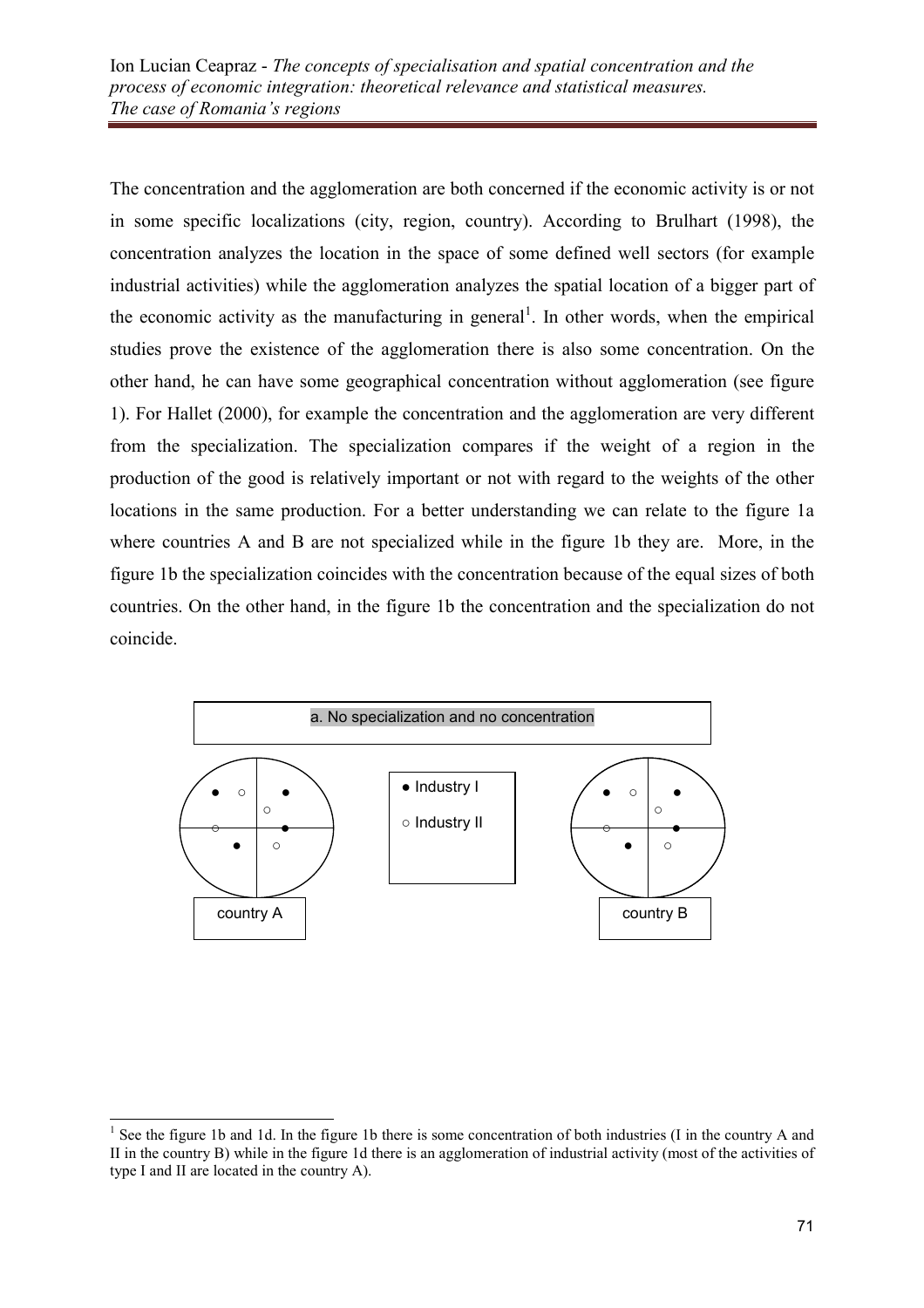The concentration and the agglomeration are both concerned if the economic activity is or not in some specific localizations (city, region, country). According to Brulhart (1998), the concentration analyzes the location in the space of some defined well sectors (for example industrial activities) while the agglomeration analyzes the spatial location of a bigger part of the economic activity as the manufacturing in general[1]. In other words, when the empirical studies prove the existence of the agglomeration there is also some concentration. On the other hand, he can have some geographical concentration without agglomeration (see figure 1). For Hallet (2000), for example the concentration and the agglomeration are very different from the specialization. The specialization compares if the weight of a region in the production of the good is relatively important or not with regard to the weights of the other locations in the same production. For a better understanding we can relate to the figure 1a where countries A and B are not specialized while in the figure 1b they are. More, in the figure 1b the specialization coincides with the concentration because of the equal sizes of both countries. On the other hand, in the figure 1b the concentration and the specialization do not coincide.

a. No specialization and no concentration

● Industry I

○ Industry II

country A

country B

[1] See the figure 1b and 1d. In the figure 1b there is some concentration of both industries (I in the country A and II in the country B) while in the figure 1d there is an agglomeration of industrial activity (most of the activities of type I and II are located in the country A).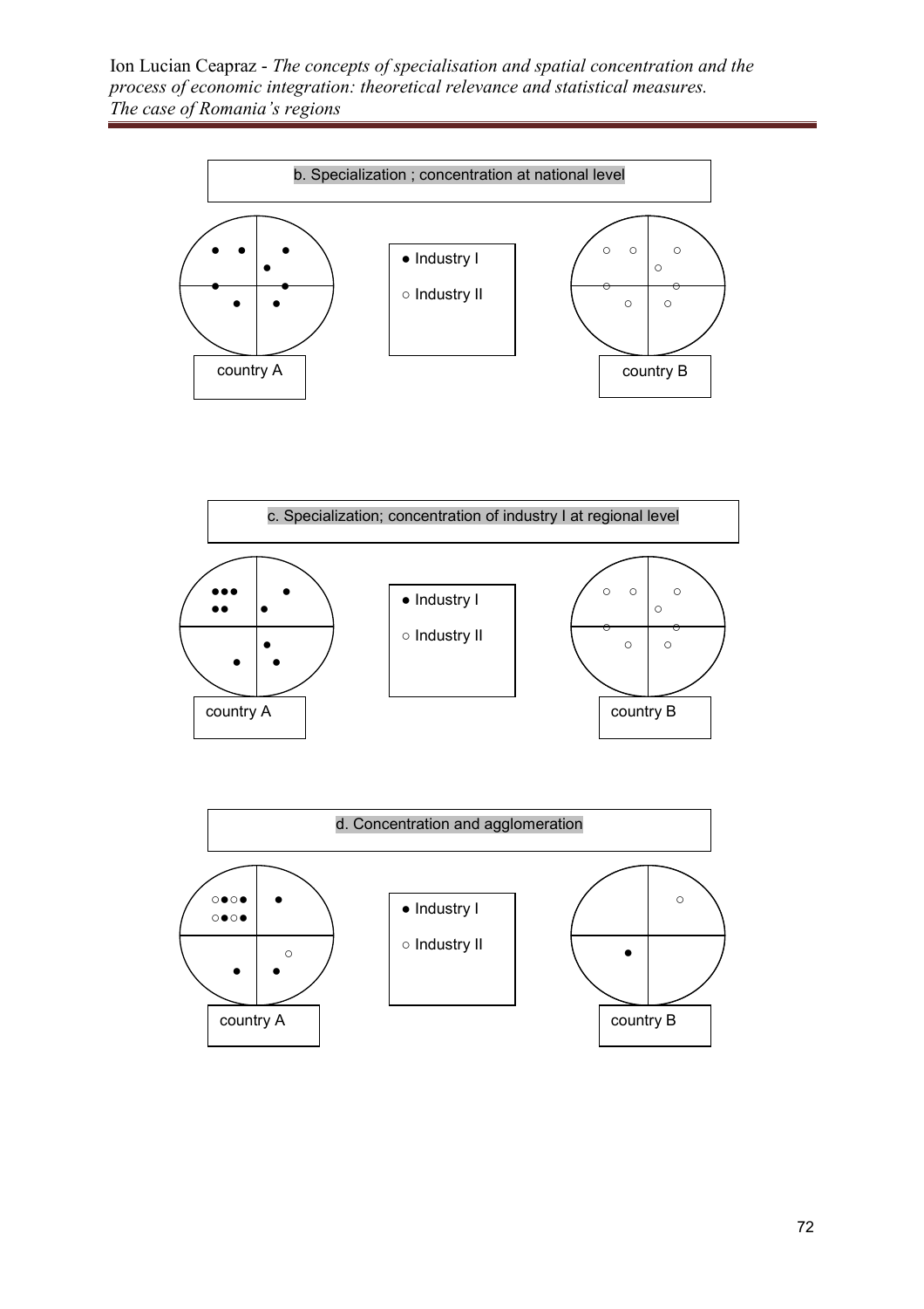b. Specialization ; concentration at national level

● Industry I

○ Industry II

country A

country B

c. Specialization; concentration of industry I at regional level

● Industry I

○ Industry II

country A

country B

d. Concentration and agglomeration

● Industry I

○ Industry II

country A

country B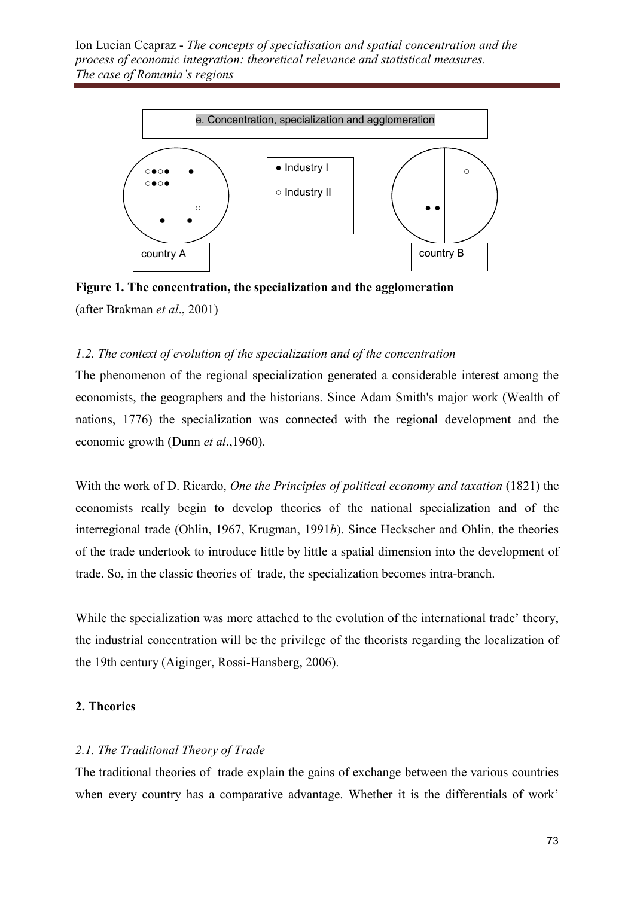e. Concentration, specialization and agglomeration

● Industry I

○ Industry II

country A

country B

**Figure 1. The concentration, the specialization and the agglomeration**

(after Brakman *et al*., 2001)

*1.2. The context of evolution of the specialization and of the concentration*

The phenomenon of the regional specialization generated a considerable interest among the economists, the geographers and the historians. Since Adam Smith's major work (Wealth of nations, 1776) the specialization was connected with the regional development and the economic growth (Dunn *et al*.,1960).

With the work of D. Ricardo, *One the Principles of political economy and taxation* (1821) the economists really begin to develop theories of the national specialization and of the interregional trade (Ohlin, 1967, Krugman, 1991*b*). Since Heckscher and Ohlin, the theories of the trade undertook to introduce little by little a spatial dimension into the development of trade. So, in the classic theories of trade, the specialization becomes intra-branch.

While the specialization was more attached to the evolution of the international trade' theory, the industrial concentration will be the privilege of the theorists regarding the localization of the 19th century (Aiginger, Rossi-Hansberg, 2006).

## 2. Theories

### *2.1. The Traditional Theory of Trade*

The traditional theories of trade explain the gains of exchange between the various countries when every country has a comparative advantage. Whether it is the differentials of work'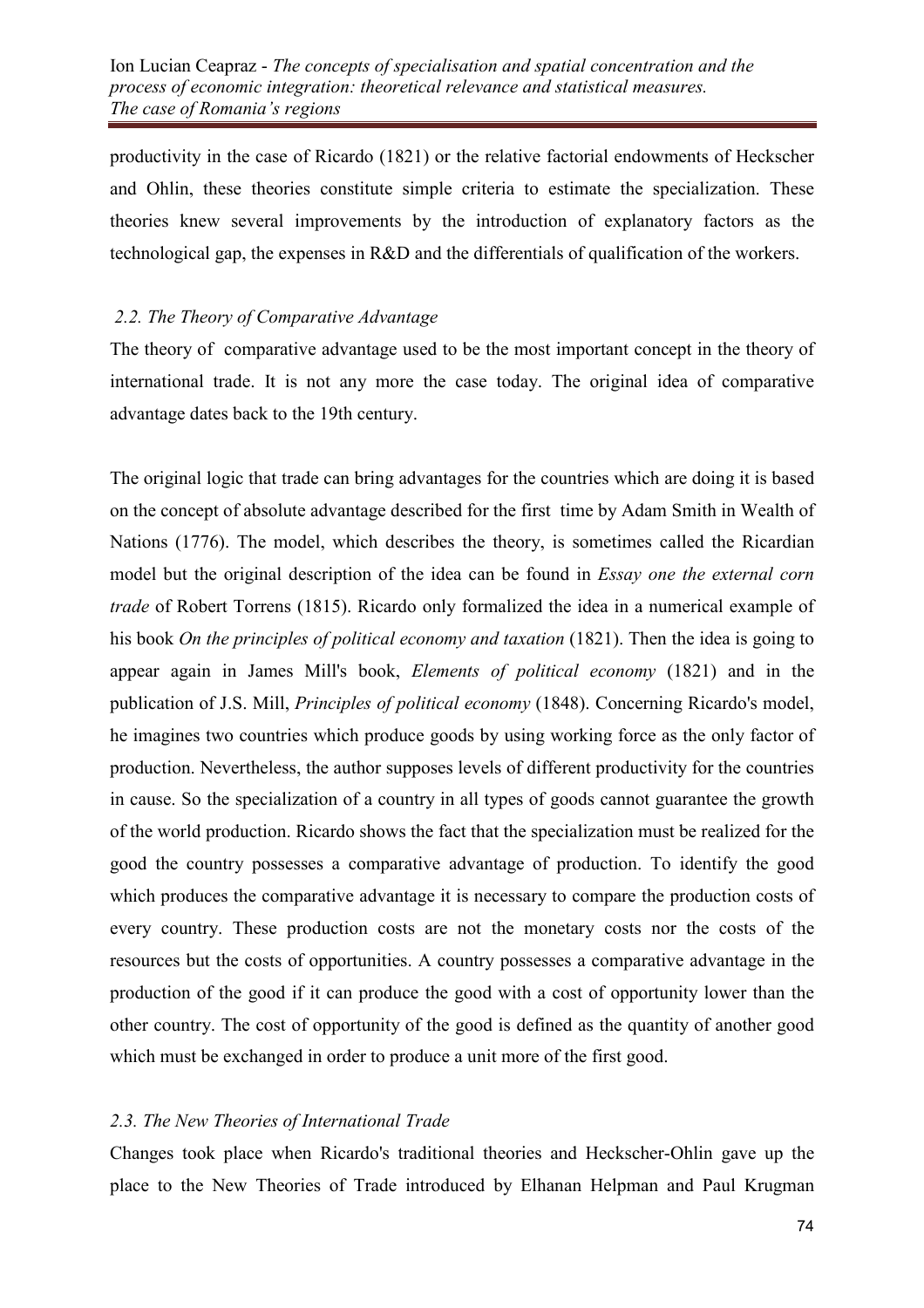productivity in the case of Ricardo (1821) or the relative factorial endowments of Heckscher and Ohlin, these theories constitute simple criteria to estimate the specialization. These theories knew several improvements by the introduction of explanatory factors as the technological gap, the expenses in R&D and the differentials of qualification of the workers.

### *2.2. The Theory of Comparative Advantage*

The theory of comparative advantage used to be the most important concept in the theory of international trade. It is not any more the case today. The original idea of comparative advantage dates back to the 19th century.

The original logic that trade can bring advantages for the countries which are doing it is based on the concept of absolute advantage described for the first time by Adam Smith in Wealth of Nations (1776). The model, which describes the theory, is sometimes called the Ricardian model but the original description of the idea can be found in *Essay one the external corn trade* of Robert Torrens (1815). Ricardo only formalized the idea in a numerical example of his book *On the principles of political economy and taxation* (1821). Then the idea is going to appear again in James Mill's book, *Elements of political economy* (1821) and in the publication of J.S. Mill, *Principles of political economy* (1848). Concerning Ricardo's model, he imagines two countries which produce goods by using working force as the only factor of production. Nevertheless, the author supposes levels of different productivity for the countries in cause. So the specialization of a country in all types of goods cannot guarantee the growth of the world production. Ricardo shows the fact that the specialization must be realized for the good the country possesses a comparative advantage of production. To identify the good which produces the comparative advantage it is necessary to compare the production costs of every country. These production costs are not the monetary costs nor the costs of the resources but the costs of opportunities. A country possesses a comparative advantage in the production of the good if it can produce the good with a cost of opportunity lower than the other country. The cost of opportunity of the good is defined as the quantity of another good which must be exchanged in order to produce a unit more of the first good.

### *2.3. The New Theories of International Trade*

Changes took place when Ricardo's traditional theories and Heckscher-Ohlin gave up the place to the New Theories of Trade introduced by Elhanan Helpman and Paul Krugman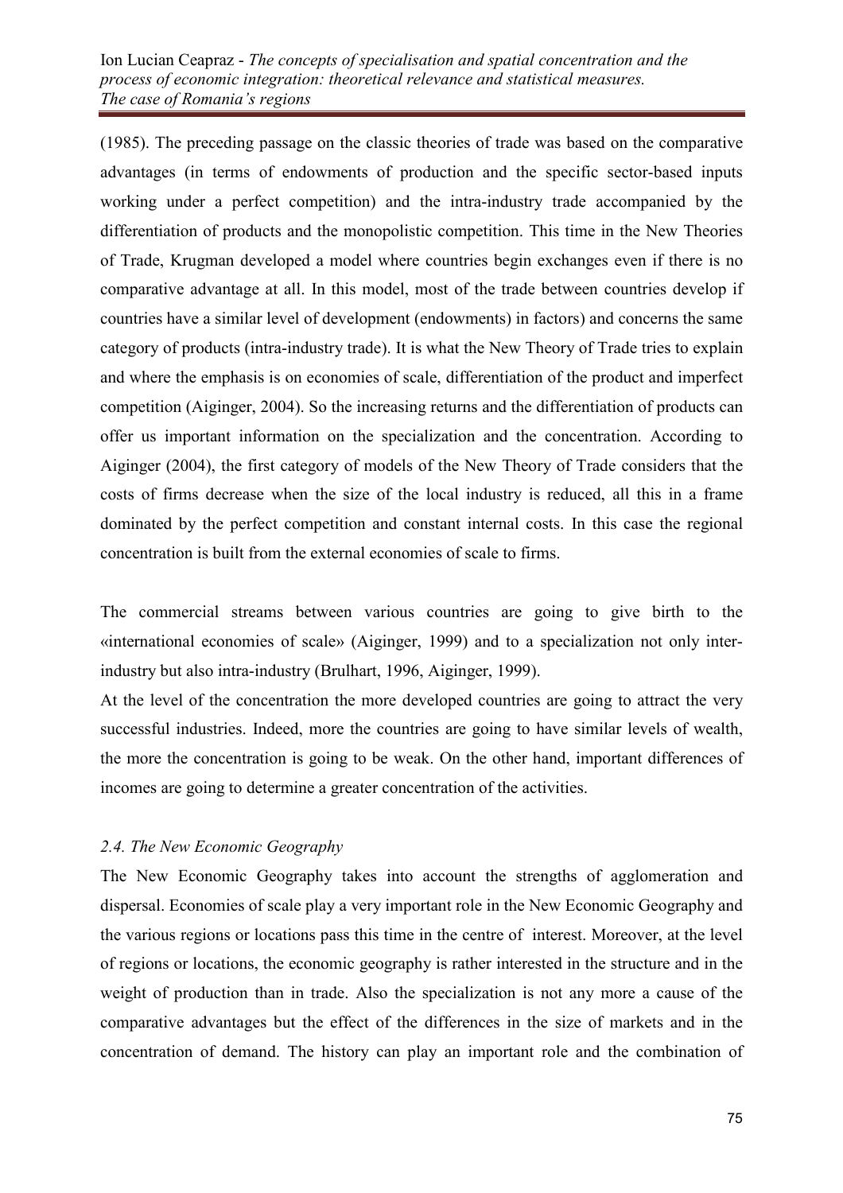(1985). The preceding passage on the classic theories of trade was based on the comparative advantages (in terms of endowments of production and the specific sector-based inputs working under a perfect competition) and the intra-industry trade accompanied by the differentiation of products and the monopolistic competition. This time in the New Theories of Trade, Krugman developed a model where countries begin exchanges even if there is no comparative advantage at all. In this model, most of the trade between countries develop if countries have a similar level of development (endowments) in factors) and concerns the same category of products (intra-industry trade). It is what the New Theory of Trade tries to explain and where the emphasis is on economies of scale, differentiation of the product and imperfect competition (Aiginger, 2004). So the increasing returns and the differentiation of products can offer us important information on the specialization and the concentration. According to Aiginger (2004), the first category of models of the New Theory of Trade considers that the costs of firms decrease when the size of the local industry is reduced, all this in a frame dominated by the perfect competition and constant internal costs. In this case the regional concentration is built from the external economies of scale to firms.

The commercial streams between various countries are going to give birth to the «international economies of scale» (Aiginger, 1999) and to a specialization not only inter-industry but also intra-industry (Brulhart, 1996, Aiginger, 1999).

At the level of the concentration the more developed countries are going to attract the very successful industries. Indeed, more the countries are going to have similar levels of wealth, the more the concentration is going to be weak. On the other hand, important differences of incomes are going to determine a greater concentration of the activities.

### *2.4. The New Economic Geography*

The New Economic Geography takes into account the strengths of agglomeration and dispersal. Economies of scale play a very important role in the New Economic Geography and the various regions or locations pass this time in the centre of interest. Moreover, at the level of regions or locations, the economic geography is rather interested in the structure and in the weight of production than in trade. Also the specialization is not any more a cause of the comparative advantages but the effect of the differences in the size of markets and in the concentration of demand. The history can play an important role and the combination of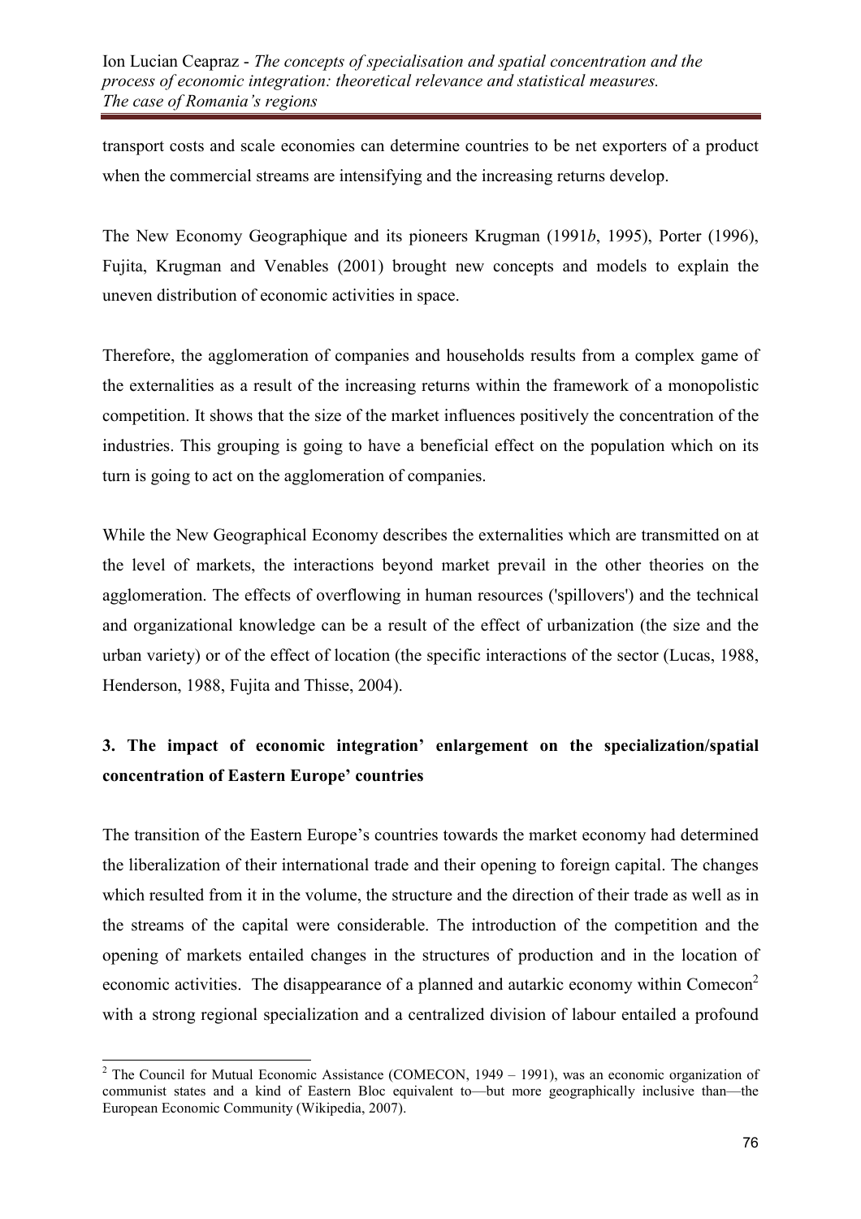transport costs and scale economies can determine countries to be net exporters of a product when the commercial streams are intensifying and the increasing returns develop.

The New Economy Geographique and its pioneers Krugman (1991*b*, 1995), Porter (1996), Fujita, Krugman and Venables (2001) brought new concepts and models to explain the uneven distribution of economic activities in space.

Therefore, the agglomeration of companies and households results from a complex game of the externalities as a result of the increasing returns within the framework of a monopolistic competition. It shows that the size of the market influences positively the concentration of the industries. This grouping is going to have a beneficial effect on the population which on its turn is going to act on the agglomeration of companies.

While the New Geographical Economy describes the externalities which are transmitted on at the level of markets, the interactions beyond market prevail in the other theories on the agglomeration. The effects of overflowing in human resources ('spillovers') and the technical and organizational knowledge can be a result of the effect of urbanization (the size and the urban variety) or of the effect of location (the specific interactions of the sector (Lucas, 1988, Henderson, 1988, Fujita and Thisse, 2004).

## 3. The impact of economic integration' enlargement on the specialization/spatial concentration of Eastern Europe' countries

The transition of the Eastern Europe's countries towards the market economy had determined the liberalization of their international trade and their opening to foreign capital. The changes which resulted from it in the volume, the structure and the direction of their trade as well as in the streams of the capital were considerable. The introduction of the competition and the opening of markets entailed changes in the structures of production and in the location of economic activities. The disappearance of a planned and autarkic economy within Comecon[2] with a strong regional specialization and a centralized division of labour entailed a profound

[2] The Council for Mutual Economic Assistance (COMECON, 1949 – 1991), was an economic organization of communist states and a kind of Eastern Bloc equivalent to—but more geographically inclusive than—the European Economic Community (Wikipedia, 2007).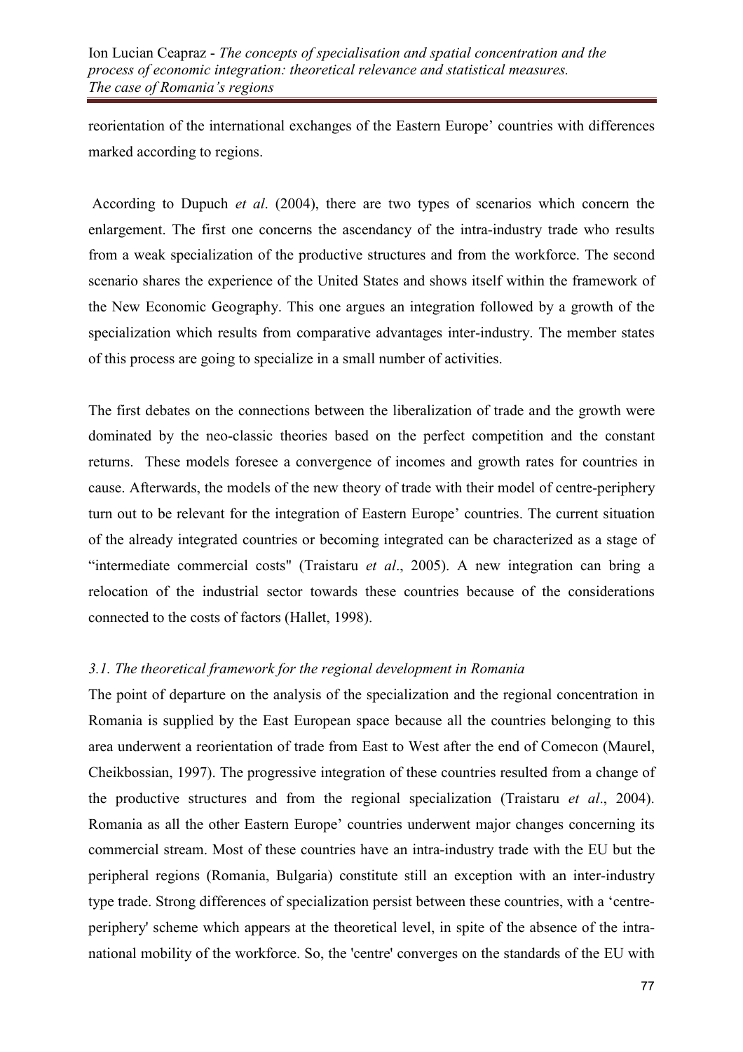reorientation of the international exchanges of the Eastern Europe' countries with differences marked according to regions.

According to Dupuch *et al*. (2004), there are two types of scenarios which concern the enlargement. The first one concerns the ascendancy of the intra-industry trade who results from a weak specialization of the productive structures and from the workforce. The second scenario shares the experience of the United States and shows itself within the framework of the New Economic Geography. This one argues an integration followed by a growth of the specialization which results from comparative advantages inter-industry. The member states of this process are going to specialize in a small number of activities.

The first debates on the connections between the liberalization of trade and the growth were dominated by the neo-classic theories based on the perfect competition and the constant returns. These models foresee a convergence of incomes and growth rates for countries in cause. Afterwards, the models of the new theory of trade with their model of centre-periphery turn out to be relevant for the integration of Eastern Europe' countries. The current situation of the already integrated countries or becoming integrated can be characterized as a stage of "intermediate commercial costs" (Traistaru *et al*., 2005). A new integration can bring a relocation of the industrial sector towards these countries because of the considerations connected to the costs of factors (Hallet, 1998).

### *3.1. The theoretical framework for the regional development in Romania*

The point of departure on the analysis of the specialization and the regional concentration in Romania is supplied by the East European space because all the countries belonging to this area underwent a reorientation of trade from East to West after the end of Comecon (Maurel, Cheikbossian, 1997). The progressive integration of these countries resulted from a change of the productive structures and from the regional specialization (Traistaru *et al*., 2004). Romania as all the other Eastern Europe' countries underwent major changes concerning its commercial stream. Most of these countries have an intra-industry trade with the EU but the peripheral regions (Romania, Bulgaria) constitute still an exception with an inter-industry type trade. Strong differences of specialization persist between these countries, with a 'centre-periphery' scheme which appears at the theoretical level, in spite of the absence of the intra-national mobility of the workforce. So, the 'centre' converges on the standards of the EU with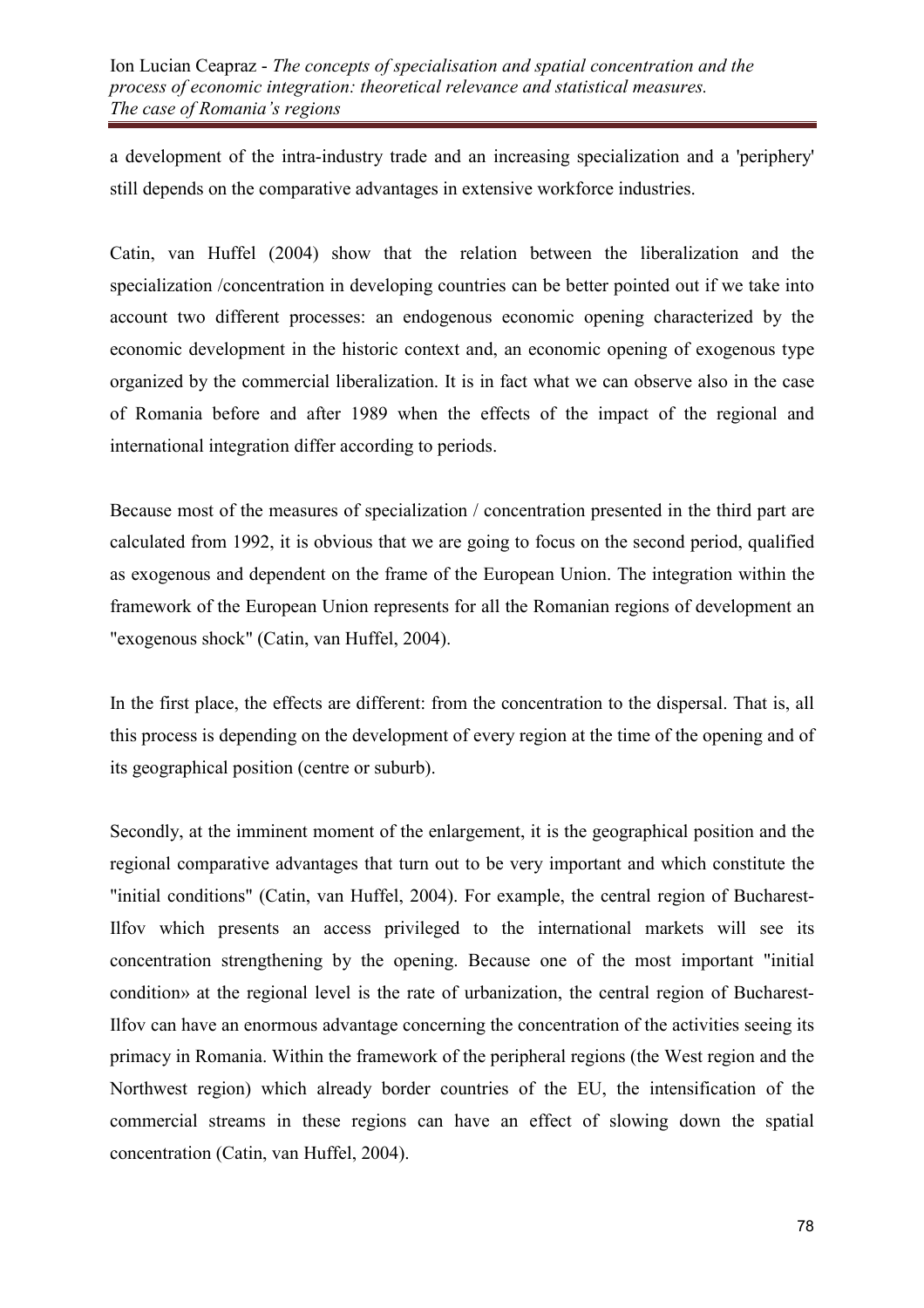a development of the intra-industry trade and an increasing specialization and a 'periphery' still depends on the comparative advantages in extensive workforce industries.

Catin, van Huffel (2004) show that the relation between the liberalization and the specialization /concentration in developing countries can be better pointed out if we take into account two different processes: an endogenous economic opening characterized by the economic development in the historic context and, an economic opening of exogenous type organized by the commercial liberalization. It is in fact what we can observe also in the case of Romania before and after 1989 when the effects of the impact of the regional and international integration differ according to periods.

Because most of the measures of specialization / concentration presented in the third part are calculated from 1992, it is obvious that we are going to focus on the second period, qualified as exogenous and dependent on the frame of the European Union. The integration within the framework of the European Union represents for all the Romanian regions of development an "exogenous shock" (Catin, van Huffel, 2004).

In the first place, the effects are different: from the concentration to the dispersal. That is, all this process is depending on the development of every region at the time of the opening and of its geographical position (centre or suburb).

Secondly, at the imminent moment of the enlargement, it is the geographical position and the regional comparative advantages that turn out to be very important and which constitute the "initial conditions" (Catin, van Huffel, 2004). For example, the central region of Bucharest-Ilfov which presents an access privileged to the international markets will see its concentration strengthening by the opening. Because one of the most important "initial condition» at the regional level is the rate of urbanization, the central region of Bucharest-Ilfov can have an enormous advantage concerning the concentration of the activities seeing its primacy in Romania. Within the framework of the peripheral regions (the West region and the Northwest region) which already border countries of the EU, the intensification of the commercial streams in these regions can have an effect of slowing down the spatial concentration (Catin, van Huffel, 2004).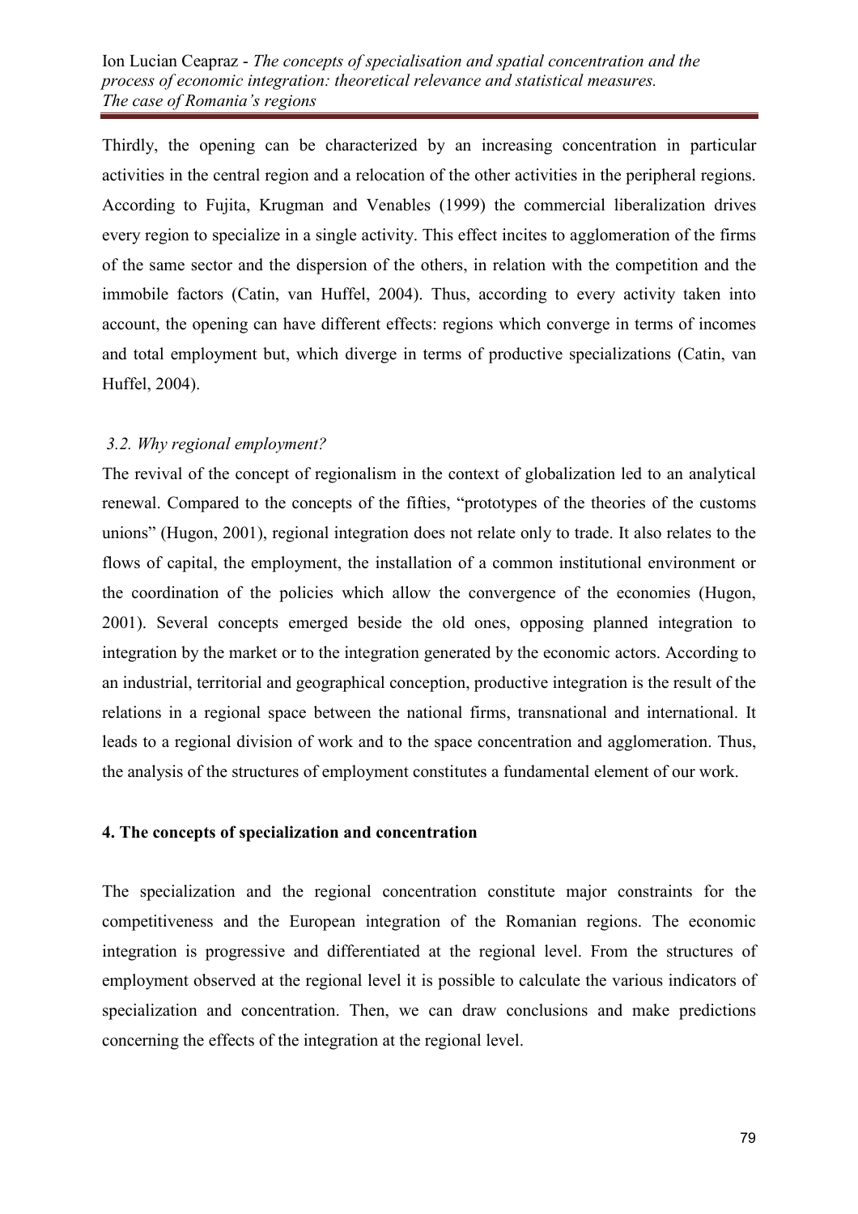Thirdly, the opening can be characterized by an increasing concentration in particular activities in the central region and a relocation of the other activities in the peripheral regions. According to Fujita, Krugman and Venables (1999) the commercial liberalization drives every region to specialize in a single activity. This effect incites to agglomeration of the firms of the same sector and the dispersion of the others, in relation with the competition and the immobile factors (Catin, van Huffel, 2004). Thus, according to every activity taken into account, the opening can have different effects: regions which converge in terms of incomes and total employment but, which diverge in terms of productive specializations (Catin, van Huffel, 2004).

### *3.2. Why regional employment?*

The revival of the concept of regionalism in the context of globalization led to an analytical renewal. Compared to the concepts of the fifties, "prototypes of the theories of the customs unions" (Hugon, 2001), regional integration does not relate only to trade. It also relates to the flows of capital, the employment, the installation of a common institutional environment or the coordination of the policies which allow the convergence of the economies (Hugon, 2001). Several concepts emerged beside the old ones, opposing planned integration to integration by the market or to the integration generated by the economic actors. According to an industrial, territorial and geographical conception, productive integration is the result of the relations in a regional space between the national firms, transnational and international. It leads to a regional division of work and to the space concentration and agglomeration. Thus, the analysis of the structures of employment constitutes a fundamental element of our work.

## 4. The concepts of specialization and concentration

The specialization and the regional concentration constitute major constraints for the competitiveness and the European integration of the Romanian regions. The economic integration is progressive and differentiated at the regional level. From the structures of employment observed at the regional level it is possible to calculate the various indicators of specialization and concentration. Then, we can draw conclusions and make predictions concerning the effects of the integration at the regional level.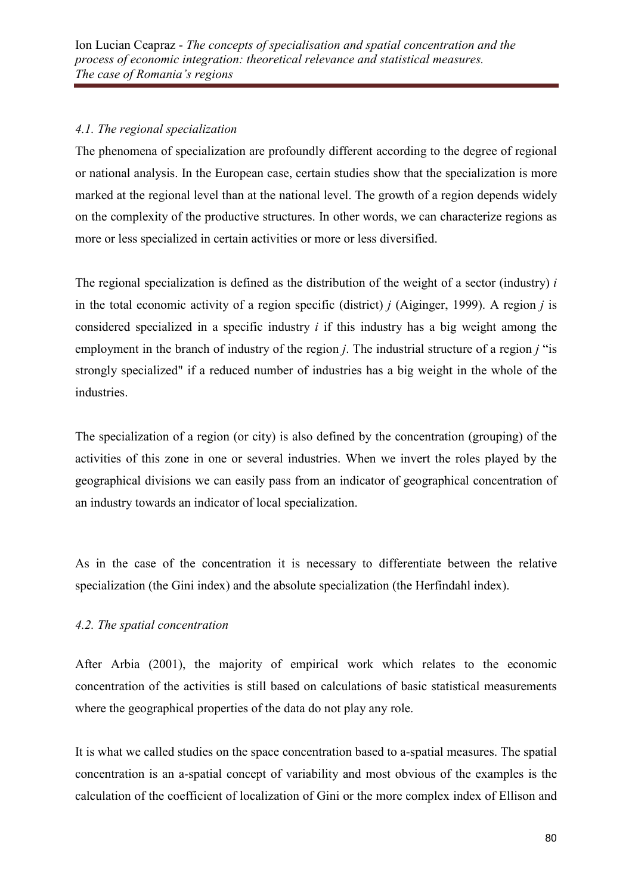*4.1. The regional specialization*

The phenomena of specialization are profoundly different according to the degree of regional or national analysis. In the European case, certain studies show that the specialization is more marked at the regional level than at the national level. The growth of a region depends widely on the complexity of the productive structures. In other words, we can characterize regions as more or less specialized in certain activities or more or less diversified.

The regional specialization is defined as the distribution of the weight of a sector (industry) $i$ in the total economic activity of a region specific (district) $j$ (Aiginger, 1999). A region $j$ is considered specialized in a specific industry $i$ if this industry has a big weight among the employment in the branch of industry of the region $j$. The industrial structure of a region $j$ "is strongly specialized" if a reduced number of industries has a big weight in the whole of the industries.

The specialization of a region (or city) is also defined by the concentration (grouping) of the activities of this zone in one or several industries. When we invert the roles played by the geographical divisions we can easily pass from an indicator of geographical concentration of an industry towards an indicator of local specialization.

As in the case of the concentration it is necessary to differentiate between the relative specialization (the Gini index) and the absolute specialization (the Herfindahl index).

*4.2. The spatial concentration*

After Arbia (2001), the majority of empirical work which relates to the economic concentration of the activities is still based on calculations of basic statistical measurements where the geographical properties of the data do not play any role.

It is what we called studies on the space concentration based to a-spatial measures. The spatial concentration is an a-spatial concept of variability and most obvious of the examples is the calculation of the coefficient of localization of Gini or the more complex index of Ellison and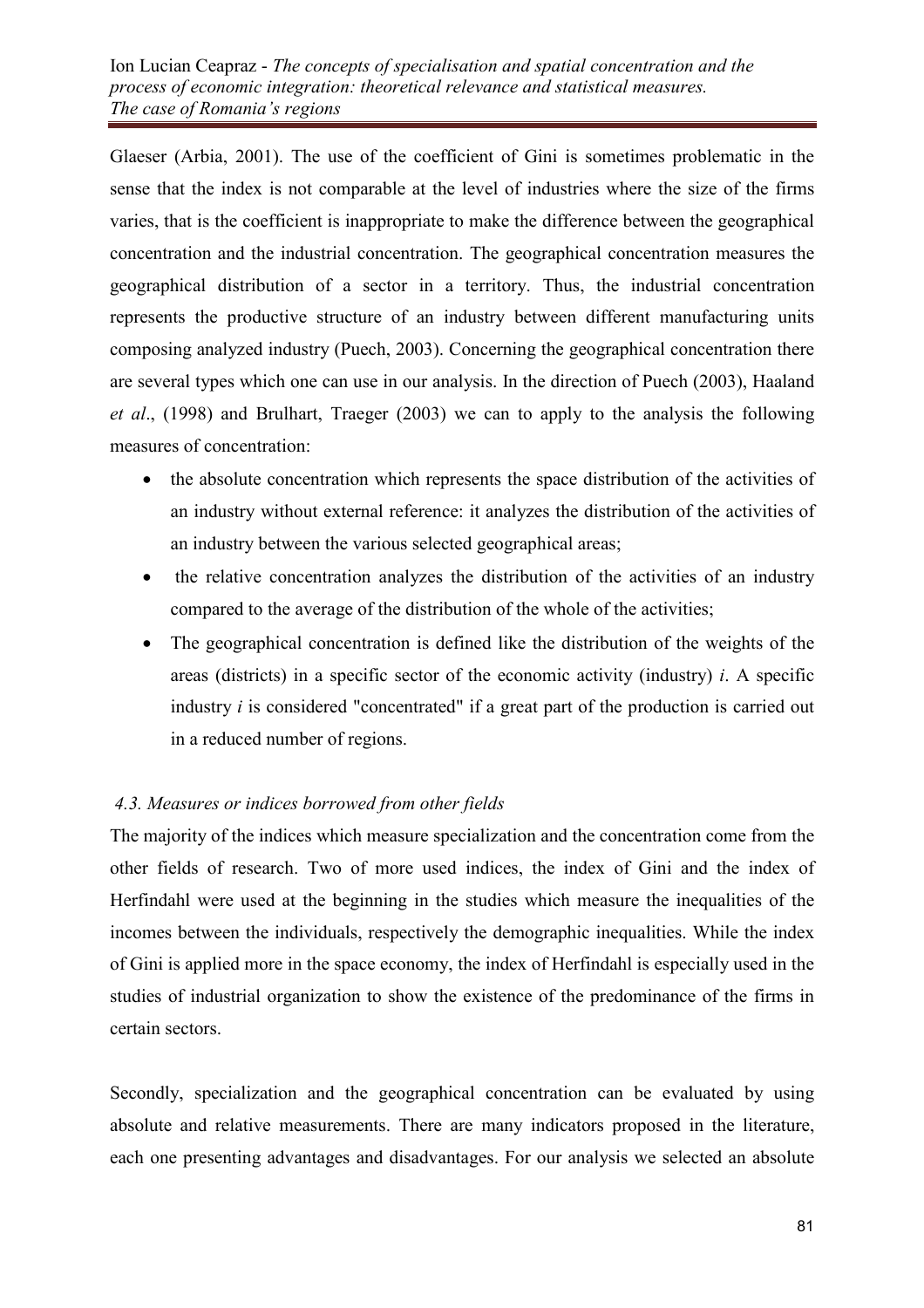Glaeser (Arbia, 2001). The use of the coefficient of Gini is sometimes problematic in the sense that the index is not comparable at the level of industries where the size of the firms varies, that is the coefficient is inappropriate to make the difference between the geographical concentration and the industrial concentration. The geographical concentration measures the geographical distribution of a sector in a territory. Thus, the industrial concentration represents the productive structure of an industry between different manufacturing units composing analyzed industry (Puech, 2003). Concerning the geographical concentration there are several types which one can use in our analysis. In the direction of Puech (2003), Haaland *et al*., (1998) and Brulhart, Traeger (2003) we can to apply to the analysis the following measures of concentration:

- the absolute concentration which represents the space distribution of the activities of an industry without external reference: it analyzes the distribution of the activities of an industry between the various selected geographical areas;
- the relative concentration analyzes the distribution of the activities of an industry compared to the average of the distribution of the whole of the activities;
- The geographical concentration is defined like the distribution of the weights of the areas (districts) in a specific sector of the economic activity (industry) *i*. A specific industry *i* is considered "concentrated" if a great part of the production is carried out in a reduced number of regions.

### *4.3. Measures or indices borrowed from other fields*

The majority of the indices which measure specialization and the concentration come from the other fields of research. Two of more used indices, the index of Gini and the index of Herfindahl were used at the beginning in the studies which measure the inequalities of the incomes between the individuals, respectively the demographic inequalities. While the index of Gini is applied more in the space economy, the index of Herfindahl is especially used in the studies of industrial organization to show the existence of the predominance of the firms in certain sectors.

Secondly, specialization and the geographical concentration can be evaluated by using absolute and relative measurements. There are many indicators proposed in the literature, each one presenting advantages and disadvantages. For our analysis we selected an absolute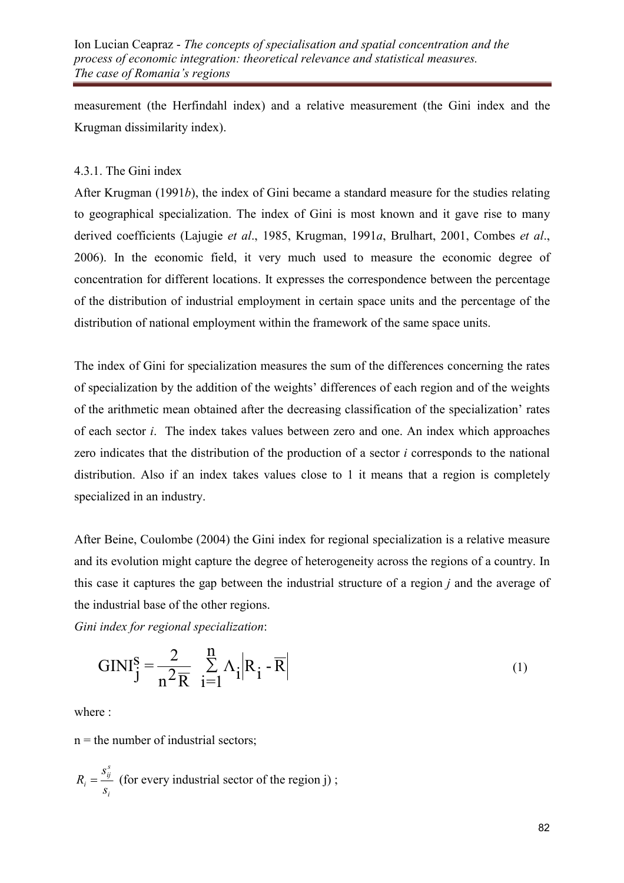measurement (the Herfindahl index) and a relative measurement (the Gini index and the Krugman dissimilarity index).

#### 4.3.1. The Gini index

After Krugman (1991*b*), the index of Gini became a standard measure for the studies relating to geographical specialization. The index of Gini is most known and it gave rise to many derived coefficients (Lajugie *et al*., 1985, Krugman, 1991*a*, Brulhart, 2001, Combes *et al*., 2006). In the economic field, it very much used to measure the economic degree of concentration for different locations. It expresses the correspondence between the percentage of the distribution of industrial employment in certain space units and the percentage of the distribution of national employment within the framework of the same space units.

The index of Gini for specialization measures the sum of the differences concerning the rates of specialization by the addition of the weights' differences of each region and of the weights of the arithmetic mean obtained after the decreasing classification of the specialization' rates of each sector *i*. The index takes values between zero and one. An index which approaches zero indicates that the distribution of the production of a sector *i* corresponds to the national distribution. Also if an index takes values close to 1 it means that a region is completely specialized in an industry.

After Beine, Coulombe (2004) the Gini index for regional specialization is a relative measure and its evolution might capture the degree of heterogeneity across the regions of a country. In this case it captures the gap between the industrial structure of a region *j* and the average of the industrial base of the other regions.

*Gini index for regional specialization*:

$$\mathrm{GINI}_j^s = \frac{2}{n^2 \overline{R}} \sum_{i=1}^{n} \Lambda_i \left| R_i - \overline{R} \right| \tag{1}$$

where :

n = the number of industrial sectors;

$R_i = \frac{s_{ij}^s}{s_i}$ (for every industrial sector of the region j) ;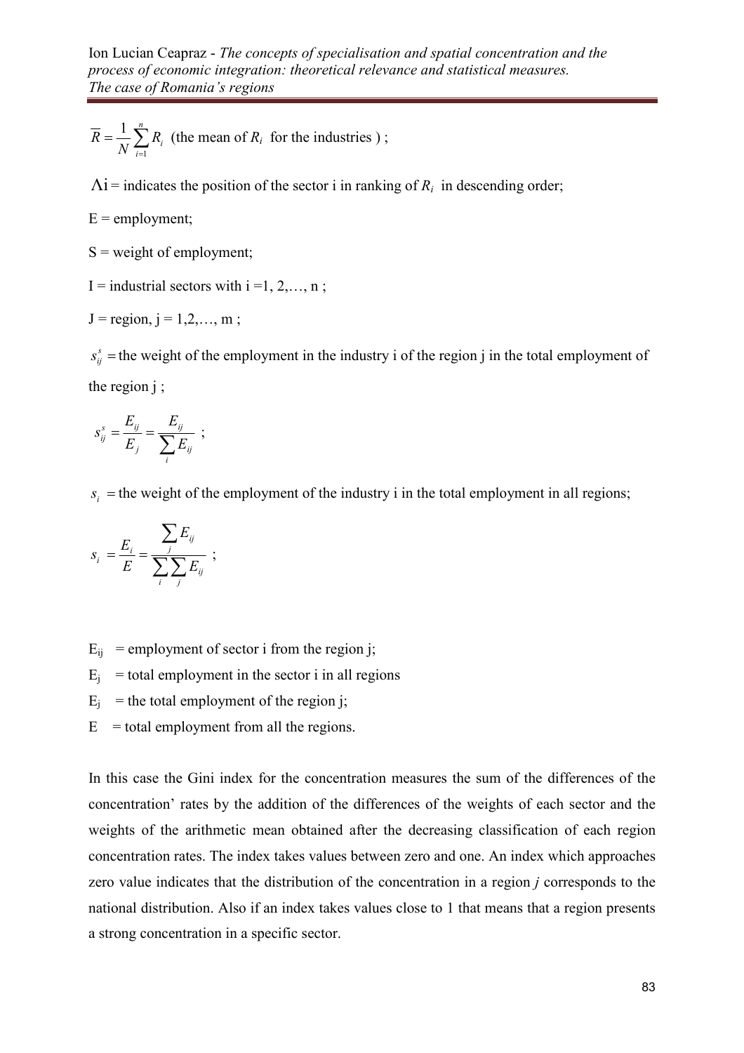$\overline{R} = \frac{1}{N}\sum_{i=1}^{n} R_i$ (the mean of $R_i$ for the industries ) ;

$\Lambda i$ = indicates the position of the sector i in ranking of $R_i$ in descending order;

E = employment;

S = weight of employment;

I = industrial sectors with i =1, 2,…, n ;

J = region, j = 1,2,…, m ;

$s_{ij}^{s}$ = the weight of the employment in the industry i of the region j in the total employment of the region j ;

$$s_{ij}^{s} = \frac{E_{ij}}{E_j} = \frac{E_{ij}}{\sum_i E_{ij}} \; ;$$

$s_i$ = the weight of the employment of the industry i in the total employment in all regions;

$$s_i = \frac{E_i}{E} = \frac{\sum_j E_{ij}}{\sum_i \sum_j E_{ij}} \; ;$$

$E_{ij}$ = employment of sector i from the region j;

$E_j$ = total employment in the sector i in all regions

$E_j$ = the total employment of the region j;

E = total employment from all the regions.

In this case the Gini index for the concentration measures the sum of the differences of the concentration' rates by the addition of the differences of the weights of each sector and the weights of the arithmetic mean obtained after the decreasing classification of each region concentration rates. The index takes values between zero and one. An index which approaches zero value indicates that the distribution of the concentration in a region *j* corresponds to the national distribution. Also if an index takes values close to 1 that means that a region presents a strong concentration in a specific sector.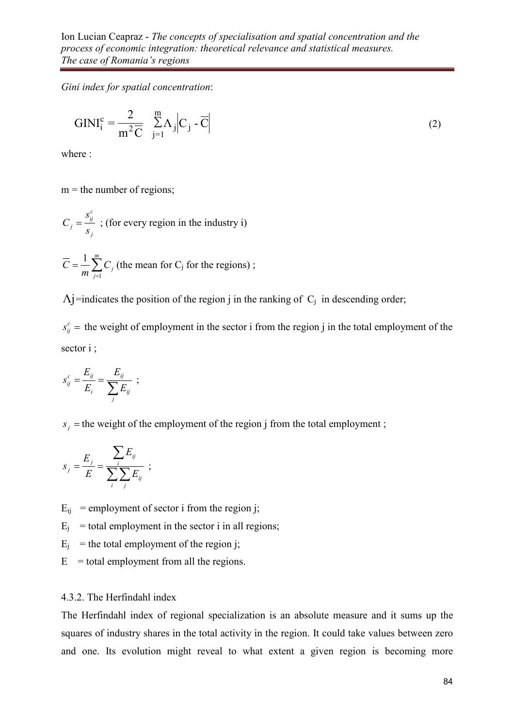*Gini index for spatial concentration*:

$$\mathrm{GINI}_i^c = \frac{2}{m^2\overline{C}} \sum_{j=1}^{m} \Lambda_j \left| C_j - \overline{C} \right| \tag{2}$$

where :

m = the number of regions;

$C_j = \frac{s_{ij}^c}{s_j}$ ; (for every region in the industry i)

$\overline{C} = \frac{1}{m}\sum_{j=1}^{m} C_j$ (the mean for $C_j$ for the regions) ;

$\Lambda j$=indicates the position of the region j in the ranking of $C_j$ in descending order;

$s_{ij}^c =$ the weight of employment in the sector i from the region j in the total employment of the sector i ;

$$s_{ij}^c = \frac{E_{ij}}{E_i} = \frac{E_{ij}}{\sum_j E_{ij}} \; ;$$

$s_j =$ the weight of the employment of the region j from the total employment ;

$$s_j = \frac{E_j}{E} = \frac{\sum_i E_{ij}}{\sum_i \sum_j E_{ij}} \; ;$$

$E_{ij}$ = employment of sector i from the region j;

$E_j$ = total employment in the sector i in all regions;

$E_j$ = the total employment of the region j;

E = total employment from all the regions.

4.3.2. The Herfindahl index

The Herfindahl index of regional specialization is an absolute measure and it sums up the squares of industry shares in the total activity in the region. It could take values between zero and one. Its evolution might reveal to what extent a given region is becoming more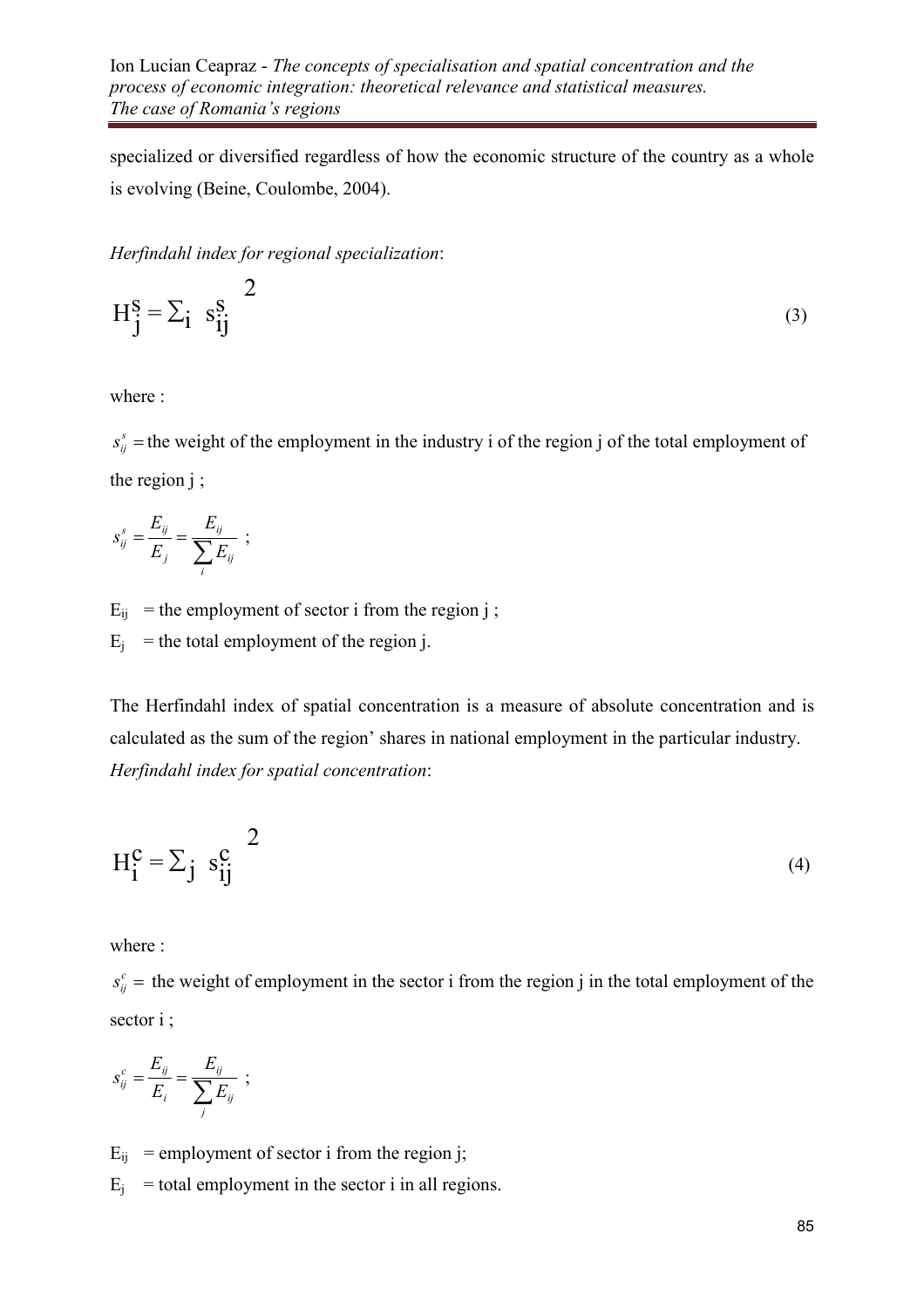specialized or diversified regardless of how the economic structure of the country as a whole is evolving (Beine, Coulombe, 2004).

*Herfindahl index for regional specialization*:

$$H_j^s = \sum_i \; {s_{ij}^s}^2 \tag{3}$$

where :

$s_{ij}^s =$ the weight of the employment in the industry i of the region j of the total employment of the region j ;

$$s_{ij}^s = \frac{E_{ij}}{E_j} = \frac{E_{ij}}{\sum_i E_{ij}} \;;$$

$E_{ij}$ = the employment of sector i from the region j ;

$E_j$ = the total employment of the region j.

The Herfindahl index of spatial concentration is a measure of absolute concentration and is calculated as the sum of the region' shares in national employment in the particular industry.

*Herfindahl index for spatial concentration*:

$$H_i^c = \sum_j \; {s_{ij}^c}^2 \tag{4}$$

where :

$s_{ij}^c =$ the weight of employment in the sector i from the region j in the total employment of the sector i ;

$$s_{ij}^c = \frac{E_{ij}}{E_i} = \frac{E_{ij}}{\sum_j E_{ij}} \;;$$

$E_{ij}$ = employment of sector i from the region j;

$E_j$ = total employment in the sector i in all regions.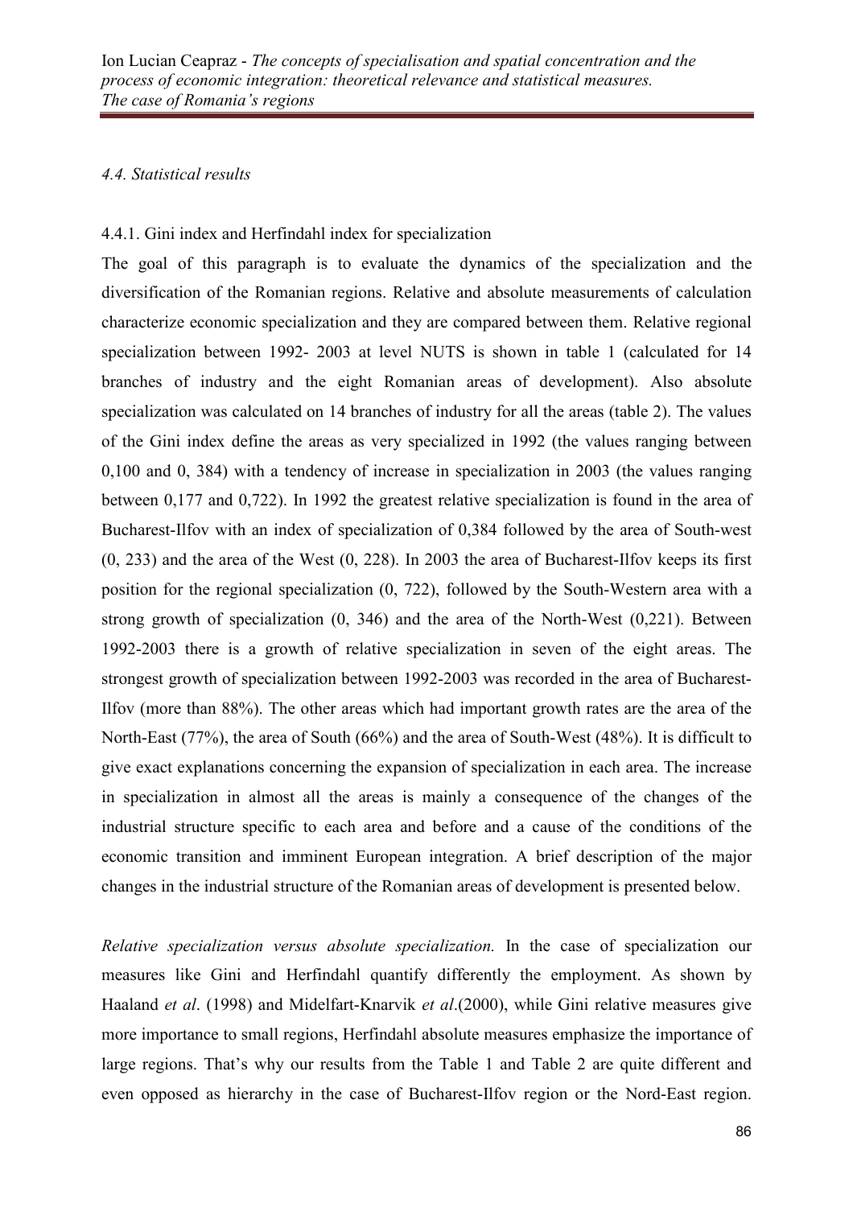*4.4. Statistical results*

4.4.1. Gini index and Herfindahl index for specialization

The goal of this paragraph is to evaluate the dynamics of the specialization and the diversification of the Romanian regions. Relative and absolute measurements of calculation characterize economic specialization and they are compared between them. Relative regional specialization between 1992- 2003 at level NUTS is shown in table 1 (calculated for 14 branches of industry and the eight Romanian areas of development). Also absolute specialization was calculated on 14 branches of industry for all the areas (table 2). The values of the Gini index define the areas as very specialized in 1992 (the values ranging between 0,100 and 0, 384) with a tendency of increase in specialization in 2003 (the values ranging between 0,177 and 0,722). In 1992 the greatest relative specialization is found in the area of Bucharest-Ilfov with an index of specialization of 0,384 followed by the area of South-west (0, 233) and the area of the West (0, 228). In 2003 the area of Bucharest-Ilfov keeps its first position for the regional specialization (0, 722), followed by the South-Western area with a strong growth of specialization (0, 346) and the area of the North-West (0,221). Between 1992-2003 there is a growth of relative specialization in seven of the eight areas. The strongest growth of specialization between 1992-2003 was recorded in the area of Bucharest-Ilfov (more than 88%). The other areas which had important growth rates are the area of the North-East (77%), the area of South (66%) and the area of South-West (48%). It is difficult to give exact explanations concerning the expansion of specialization in each area. The increase in specialization in almost all the areas is mainly a consequence of the changes of the industrial structure specific to each area and before and a cause of the conditions of the economic transition and imminent European integration. A brief description of the major changes in the industrial structure of the Romanian areas of development is presented below.

*Relative specialization versus absolute specialization.* In the case of specialization our measures like Gini and Herfindahl quantify differently the employment. As shown by Haaland *et al*. (1998) and Midelfart-Knarvik *et al*.(2000), while Gini relative measures give more importance to small regions, Herfindahl absolute measures emphasize the importance of large regions. That's why our results from the Table 1 and Table 2 are quite different and even opposed as hierarchy in the case of Bucharest-Ilfov region or the Nord-East region.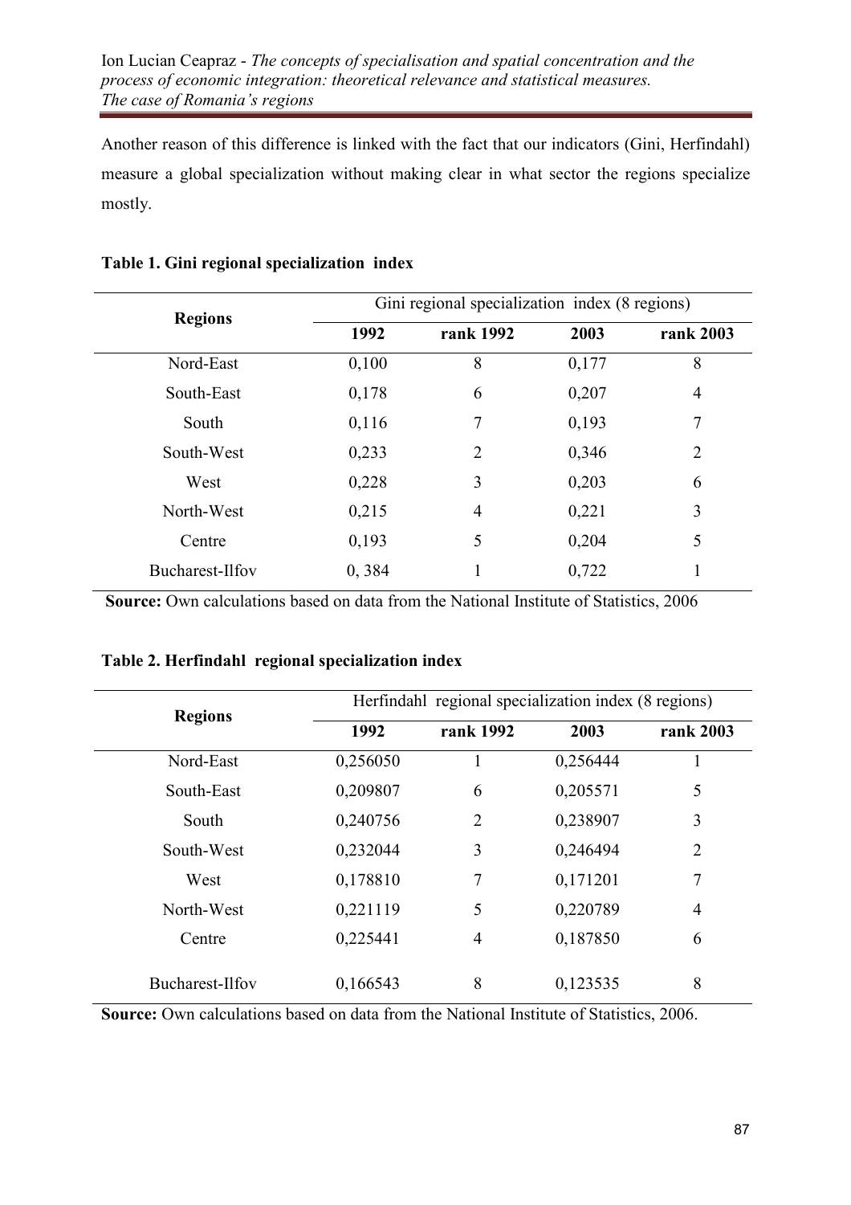Another reason of this difference is linked with the fact that our indicators (Gini, Herfindahl) measure a global specialization without making clear in what sector the regions specialize mostly.

**Table 1. Gini regional specialization index**

| Regions | Gini regional specialization index (8 regions) | | | |
|---|---|---|---|---|
| | **1992** | **rank 1992** | **2003** | **rank 2003** |
| Nord-East | 0,100 | 8 | 0,177 | 8 |
| South-East | 0,178 | 6 | 0,207 | 4 |
| South | 0,116 | 7 | 0,193 | 7 |
| South-West | 0,233 | 2 | 0,346 | 2 |
| West | 0,228 | 3 | 0,203 | 6 |
| North-West | 0,215 | 4 | 0,221 | 3 |
| Centre | 0,193 | 5 | 0,204 | 5 |
| Bucharest-Ilfov | 0, 384 | 1 | 0,722 | 1 |

**Source:** Own calculations based on data from the National Institute of Statistics, 2006

**Table 2. Herfindahl regional specialization index**

| Regions | Herfindahl regional specialization index (8 regions) | | | |
|---|---|---|---|---|
| | **1992** | **rank 1992** | **2003** | **rank 2003** |
| Nord-East | 0,256050 | 1 | 0,256444 | 1 |
| South-East | 0,209807 | 6 | 0,205571 | 5 |
| South | 0,240756 | 2 | 0,238907 | 3 |
| South-West | 0,232044 | 3 | 0,246494 | 2 |
| West | 0,178810 | 7 | 0,171201 | 7 |
| North-West | 0,221119 | 5 | 0,220789 | 4 |
| Centre | 0,225441 | 4 | 0,187850 | 6 |
| Bucharest-Ilfov | 0,166543 | 8 | 0,123535 | 8 |

**Source:** Own calculations based on data from the National Institute of Statistics, 2006.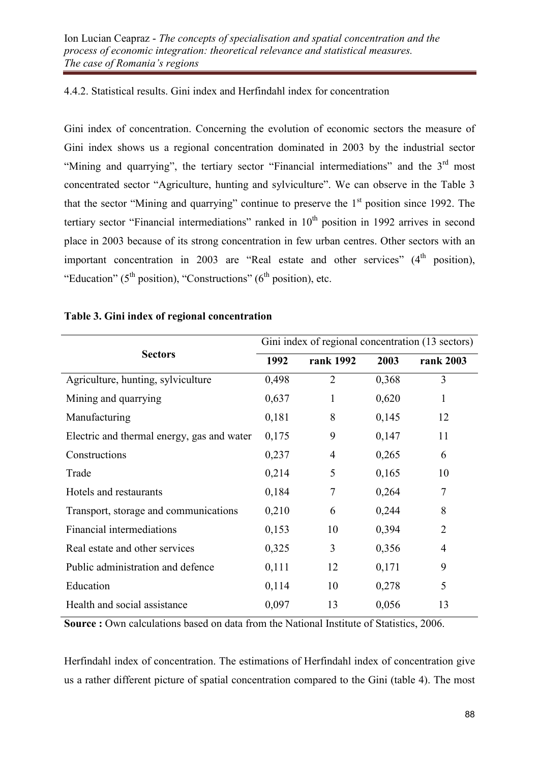4.4.2. Statistical results. Gini index and Herfindahl index for concentration

Gini index of concentration. Concerning the evolution of economic sectors the measure of Gini index shows us a regional concentration dominated in 2003 by the industrial sector "Mining and quarrying", the tertiary sector "Financial intermediations" and the 3rd most concentrated sector "Agriculture, hunting and sylviculture". We can observe in the Table 3 that the sector "Mining and quarrying" continue to preserve the 1st position since 1992. The tertiary sector "Financial intermediations" ranked in 10th position in 1992 arrives in second place in 2003 because of its strong concentration in few urban centres. Other sectors with an important concentration in 2003 are "Real estate and other services" (4th position), "Education" (5th position), "Constructions" (6th position), etc.

**Table 3. Gini index of regional concentration**

| Sectors | Gini index of regional concentration (13 sectors) | | | |
|---|---|---|---|---|
| | **1992** | **rank 1992** | **2003** | **rank 2003** |
| Agriculture, hunting, sylviculture | 0,498 | 2 | 0,368 | 3 |
| Mining and quarrying | 0,637 | 1 | 0,620 | 1 |
| Manufacturing | 0,181 | 8 | 0,145 | 12 |
| Electric and thermal energy, gas and water | 0,175 | 9 | 0,147 | 11 |
| Constructions | 0,237 | 4 | 0,265 | 6 |
| Trade | 0,214 | 5 | 0,165 | 10 |
| Hotels and restaurants | 0,184 | 7 | 0,264 | 7 |
| Transport, storage and communications | 0,210 | 6 | 0,244 | 8 |
| Financial intermediations | 0,153 | 10 | 0,394 | 2 |
| Real estate and other services | 0,325 | 3 | 0,356 | 4 |
| Public administration and defence | 0,111 | 12 | 0,171 | 9 |
| Education | 0,114 | 10 | 0,278 | 5 |
| Health and social assistance | 0,097 | 13 | 0,056 | 13 |

**Source :** Own calculations based on data from the National Institute of Statistics, 2006.

Herfindahl index of concentration. The estimations of Herfindahl index of concentration give us a rather different picture of spatial concentration compared to the Gini (table 4). The most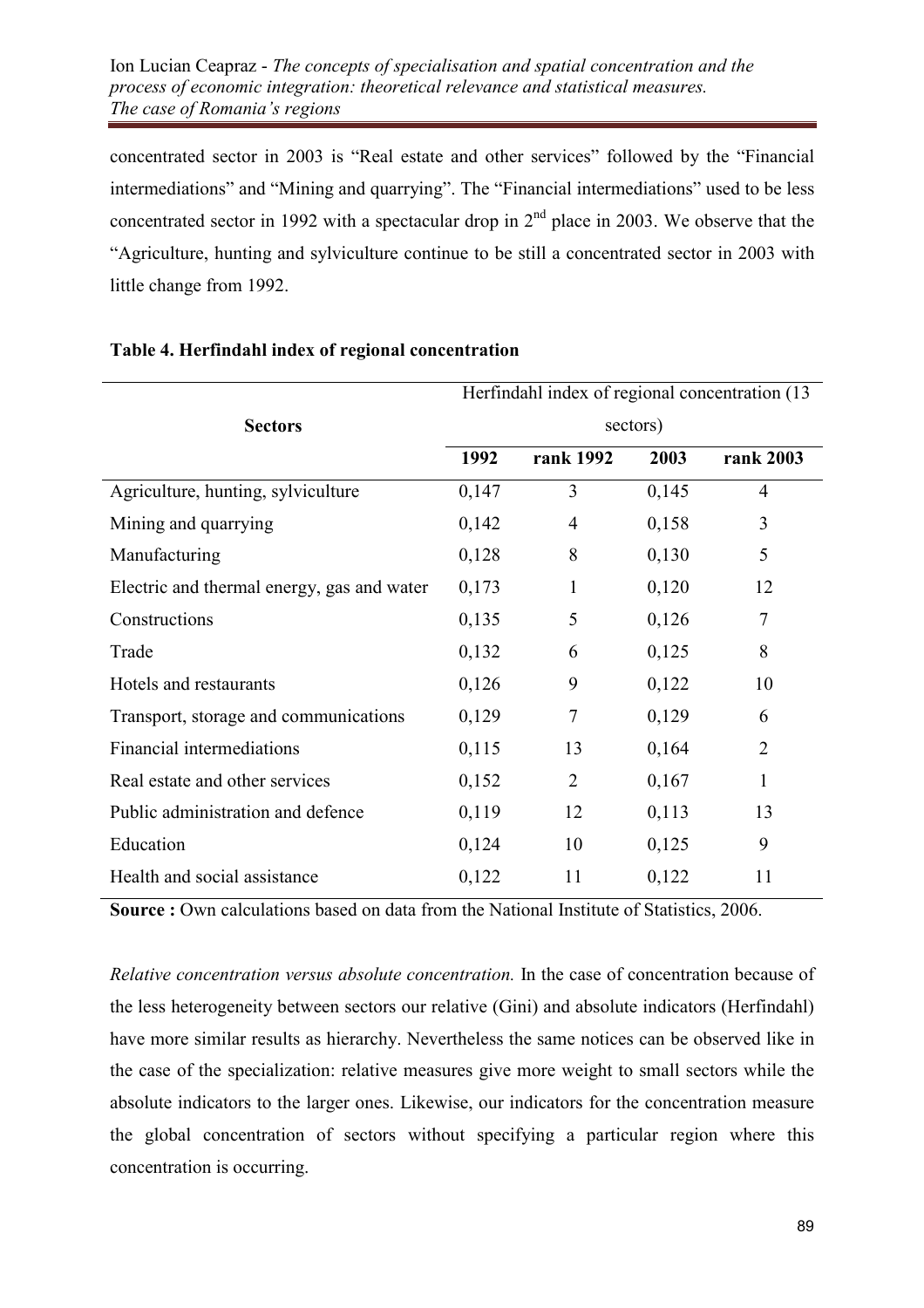concentrated sector in 2003 is "Real estate and other services" followed by the "Financial intermediations" and "Mining and quarrying". The "Financial intermediations" used to be less concentrated sector in 1992 with a spectacular drop in 2[nd] place in 2003. We observe that the "Agriculture, hunting and sylviculture continue to be still a concentrated sector in 2003 with little change from 1992.

**Table 4. Herfindahl index of regional concentration**

| Sectors | Herfindahl index of regional concentration (13 sectors) | | | |
|---|---|---|---|---|
| | **1992** | **rank 1992** | **2003** | **rank 2003** |
| Agriculture, hunting, sylviculture | 0,147 | 3 | 0,145 | 4 |
| Mining and quarrying | 0,142 | 4 | 0,158 | 3 |
| Manufacturing | 0,128 | 8 | 0,130 | 5 |
| Electric and thermal energy, gas and water | 0,173 | 1 | 0,120 | 12 |
| Constructions | 0,135 | 5 | 0,126 | 7 |
| Trade | 0,132 | 6 | 0,125 | 8 |
| Hotels and restaurants | 0,126 | 9 | 0,122 | 10 |
| Transport, storage and communications | 0,129 | 7 | 0,129 | 6 |
| Financial intermediations | 0,115 | 13 | 0,164 | 2 |
| Real estate and other services | 0,152 | 2 | 0,167 | 1 |
| Public administration and defence | 0,119 | 12 | 0,113 | 13 |
| Education | 0,124 | 10 | 0,125 | 9 |
| Health and social assistance | 0,122 | 11 | 0,122 | 11 |

**Source :** Own calculations based on data from the National Institute of Statistics, 2006.

*Relative concentration versus absolute concentration.* In the case of concentration because of the less heterogeneity between sectors our relative (Gini) and absolute indicators (Herfindahl) have more similar results as hierarchy. Nevertheless the same notices can be observed like in the case of the specialization: relative measures give more weight to small sectors while the absolute indicators to the larger ones. Likewise, our indicators for the concentration measure the global concentration of sectors without specifying a particular region where this concentration is occurring.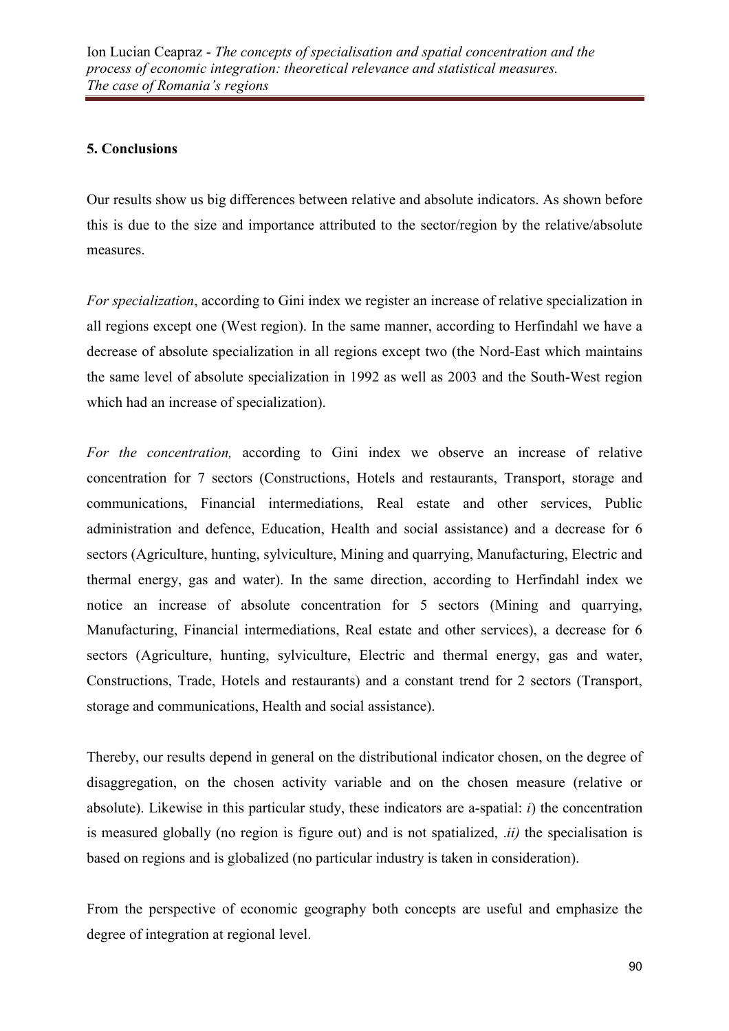## 5. Conclusions

Our results show us big differences between relative and absolute indicators. As shown before this is due to the size and importance attributed to the sector/region by the relative/absolute measures.

*For specialization*, according to Gini index we register an increase of relative specialization in all regions except one (West region). In the same manner, according to Herfindahl we have a decrease of absolute specialization in all regions except two (the Nord-East which maintains the same level of absolute specialization in 1992 as well as 2003 and the South-West region which had an increase of specialization).

*For the concentration,* according to Gini index we observe an increase of relative concentration for 7 sectors (Constructions, Hotels and restaurants, Transport, storage and communications, Financial intermediations, Real estate and other services, Public administration and defence, Education, Health and social assistance) and a decrease for 6 sectors (Agriculture, hunting, sylviculture, Mining and quarrying, Manufacturing, Electric and thermal energy, gas and water). In the same direction, according to Herfindahl index we notice an increase of absolute concentration for 5 sectors (Mining and quarrying, Manufacturing, Financial intermediations, Real estate and other services), a decrease for 6 sectors (Agriculture, hunting, sylviculture, Electric and thermal energy, gas and water, Constructions, Trade, Hotels and restaurants) and a constant trend for 2 sectors (Transport, storage and communications, Health and social assistance).

Thereby, our results depend in general on the distributional indicator chosen, on the degree of disaggregation, on the chosen activity variable and on the chosen measure (relative or absolute). Likewise in this particular study, these indicators are a-spatial: *i*) the concentration is measured globally (no region is figure out) and is not spatialized, *.ii)* the specialisation is based on regions and is globalized (no particular industry is taken in consideration).

From the perspective of economic geography both concepts are useful and emphasize the degree of integration at regional level.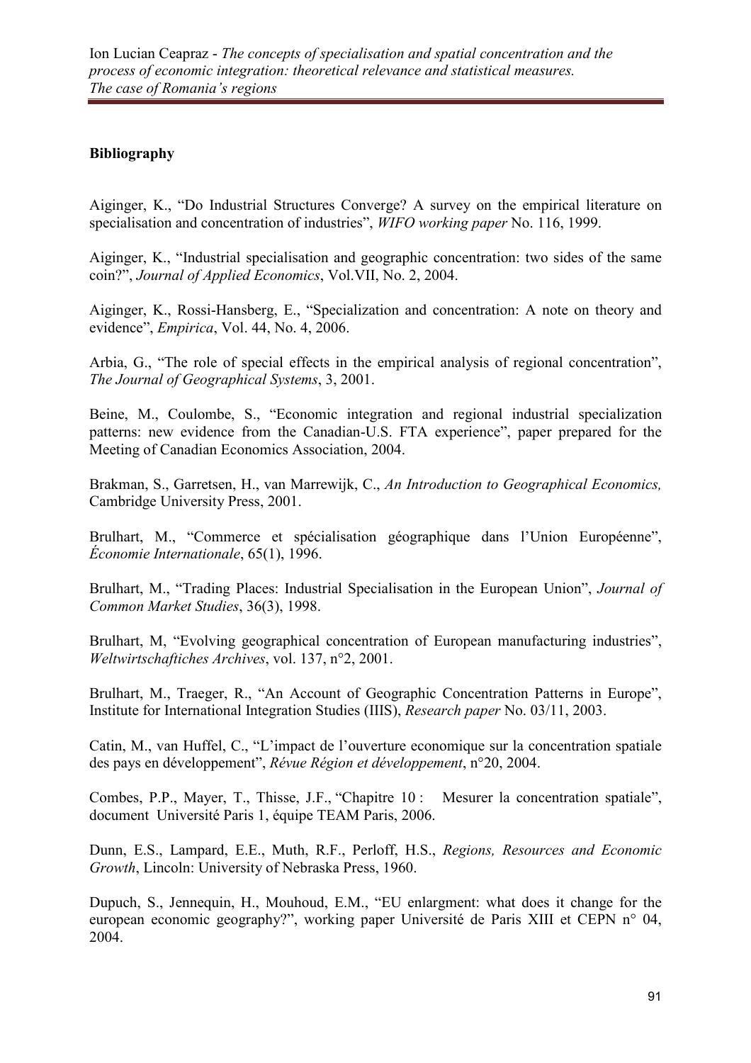**Bibliography**

Aiginger, K., "Do Industrial Structures Converge? A survey on the empirical literature on specialisation and concentration of industries", *WIFO working paper* No. 116, 1999.

Aiginger, K., "Industrial specialisation and geographic concentration: two sides of the same coin?", *Journal of Applied Economics*, Vol.VII, No. 2, 2004.

Aiginger, K., Rossi-Hansberg, E., "Specialization and concentration: A note on theory and evidence", *Empirica*, Vol. 44, No. 4, 2006.

Arbia, G., "The role of special effects in the empirical analysis of regional concentration", *The Journal of Geographical Systems*, 3, 2001.

Beine, M., Coulombe, S., "Economic integration and regional industrial specialization patterns: new evidence from the Canadian-U.S. FTA experience", paper prepared for the Meeting of Canadian Economics Association, 2004.

Brakman, S., Garretsen, H., van Marrewijk, C., *An Introduction to Geographical Economics,* Cambridge University Press, 2001.

Brulhart, M., "Commerce et spécialisation géographique dans l'Union Européenne", *Économie Internationale*, 65(1), 1996.

Brulhart, M., "Trading Places: Industrial Specialisation in the European Union", *Journal of Common Market Studies*, 36(3), 1998.

Brulhart, M, "Evolving geographical concentration of European manufacturing industries", *Weltwirtschaftiches Archives*, vol. 137, n°2, 2001.

Brulhart, M., Traeger, R., "An Account of Geographic Concentration Patterns in Europe", Institute for International Integration Studies (IIIS), *Research paper* No. 03/11, 2003.

Catin, M., van Huffel, C., "L'impact de l'ouverture economique sur la concentration spatiale des pays en développement", *Révue Région et développement*, n°20, 2004.

Combes, P.P., Mayer, T., Thisse, J.F., "Chapitre 10 : Mesurer la concentration spatiale", document Université Paris 1, équipe TEAM Paris, 2006.

Dunn, E.S., Lampard, E.E., Muth, R.F., Perloff, H.S., *Regions, Resources and Economic Growth*, Lincoln: University of Nebraska Press, 1960.

Dupuch, S., Jennequin, H., Mouhoud, E.M., "EU enlargment: what does it change for the european economic geography?", working paper Université de Paris XIII et CEPN n° 04, 2004.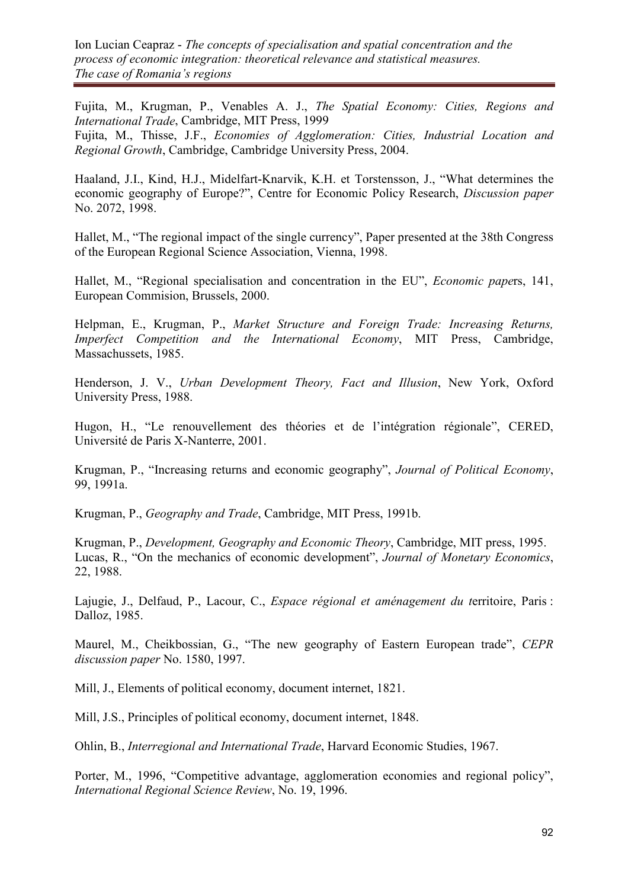Fujita, M., Krugman, P., Venables A. J., *The Spatial Economy: Cities, Regions and International Trade*, Cambridge, MIT Press, 1999

Fujita, M., Thisse, J.F., *Economies of Agglomeration: Cities, Industrial Location and Regional Growth*, Cambridge, Cambridge University Press, 2004.

Haaland, J.I., Kind, H.J., Midelfart-Knarvik, K.H. et Torstensson, J., "What determines the economic geography of Europe?", Centre for Economic Policy Research, *Discussion paper* No. 2072, 1998.

Hallet, M., "The regional impact of the single currency", Paper presented at the 38th Congress of the European Regional Science Association, Vienna, 1998.

Hallet, M., "Regional specialisation and concentration in the EU", *Economic paper*s, 141, European Commision, Brussels, 2000.

Helpman, E., Krugman, P., *Market Structure and Foreign Trade: Increasing Returns, Imperfect Competition and the International Economy*, MIT Press, Cambridge, Massachussets, 1985.

Henderson, J. V., *Urban Development Theory, Fact and Illusion*, New York, Oxford University Press, 1988.

Hugon, H., "Le renouvellement des théories et de l'intégration régionale", CERED, Université de Paris X-Nanterre, 2001.

Krugman, P., "Increasing returns and economic geography", *Journal of Political Economy*, 99, 1991a.

Krugman, P., *Geography and Trade*, Cambridge, MIT Press, 1991b.

Krugman, P., *Development, Geography and Economic Theory*, Cambridge, MIT press, 1995.

Lucas, R., "On the mechanics of economic development", *Journal of Monetary Economics*, 22, 1988.

Lajugie, J., Delfaud, P., Lacour, C., *Espace régional et aménagement du t*erritoire, Paris : Dalloz, 1985.

Maurel, M., Cheikbossian, G., "The new geography of Eastern European trade", *CEPR discussion paper* No. 1580, 1997.

Mill, J., Elements of political economy, document internet, 1821.

Mill, J.S., Principles of political economy, document internet, 1848.

Ohlin, B., *Interregional and International Trade*, Harvard Economic Studies, 1967.

Porter, M., 1996, "Competitive advantage, agglomeration economies and regional policy", *International Regional Science Review*, No. 19, 1996.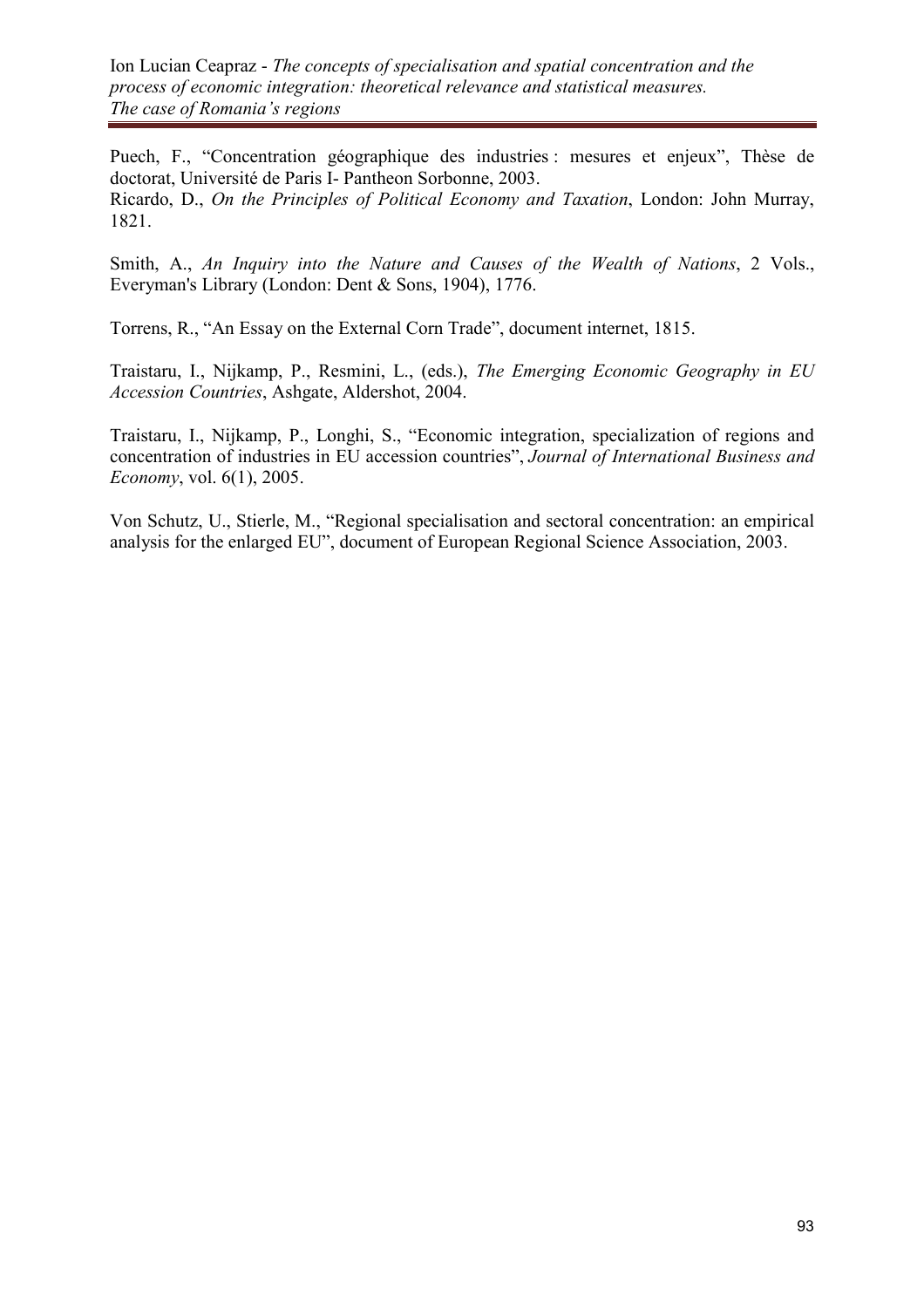Puech, F., "Concentration géographique des industries : mesures et enjeux", Thèse de doctorat, Université de Paris I- Pantheon Sorbonne, 2003.

Ricardo, D., *On the Principles of Political Economy and Taxation*, London: John Murray, 1821.

Smith, A., *An Inquiry into the Nature and Causes of the Wealth of Nations*, 2 Vols., Everyman's Library (London: Dent & Sons, 1904), 1776.

Torrens, R., "An Essay on the External Corn Trade", document internet, 1815.

Traistaru, I., Nijkamp, P., Resmini, L., (eds.), *The Emerging Economic Geography in EU Accession Countries*, Ashgate, Aldershot, 2004.

Traistaru, I., Nijkamp, P., Longhi, S., "Economic integration, specialization of regions and concentration of industries in EU accession countries", *Journal of International Business and Economy*, vol. 6(1), 2005.

Von Schutz, U., Stierle, M., "Regional specialisation and sectoral concentration: an empirical analysis for the enlarged EU", document of European Regional Science Association, 2003.